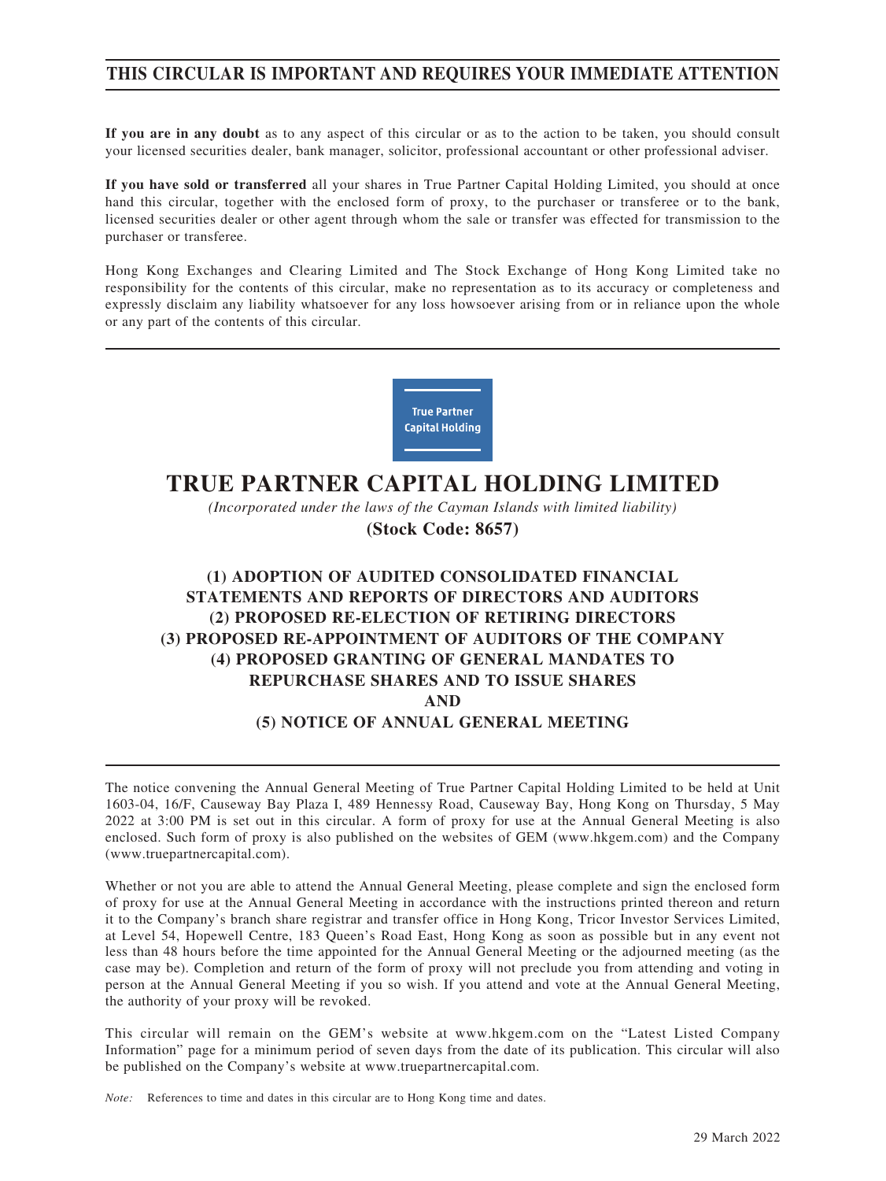**THIS CIRCULAR IS IMPORTANT AND REQUIRES YOUR IMMEDIATE ATTENTION**

**If you are in any doubt** as to any aspect of this circular or as to the action to be taken, you should consult your licensed securities dealer, bank manager, solicitor, professional accountant or other professional adviser.

**If you have sold or transferred** all your shares in True Partner Capital Holding Limited, you should at once hand this circular, together with the enclosed form of proxy, to the purchaser or transferee or to the bank, licensed securities dealer or other agent through whom the sale or transfer was effected for transmission to the purchaser or transferee.

Hong Kong Exchanges and Clearing Limited and The Stock Exchange of Hong Kong Limited take no responsibility for the contents of this circular, make no representation as to its accuracy or completeness and expressly disclaim any liability whatsoever for any loss howsoever arising from or in reliance upon the whole or any part of the contents of this circular.

True Partner Capital Holding

# TRUE PARTNER CAPITAL HOLDING LIMITED

*(Incorporated under the laws of the Cayman Islands with limited liability)*

**(Stock Code: 8657)**

## (1) ADOPTION OF AUDITED CONSOLIDATED FINANCIAL STATEMENTS AND REPORTS OF DIRECTORS AND AUDITORS (2) PROPOSED RE-ELECTION OF RETIRING DIRECTORS (3) PROPOSED RE-APPOINTMENT OF AUDITORS OF THE COMPANY (4) PROPOSED GRANTING OF GENERAL MANDATES TO REPURCHASE SHARES AND TO ISSUE SHARES AND (5) NOTICE OF ANNUAL GENERAL MEETING

The notice convening the Annual General Meeting of True Partner Capital Holding Limited to be held at Unit 1603-04, 16/F, Causeway Bay Plaza I, 489 Hennessy Road, Causeway Bay, Hong Kong on Thursday, 5 May 2022 at 3:00 PM is set out in this circular. A form of proxy for use at the Annual General Meeting is also enclosed. Such form of proxy is also published on the websites of GEM (www.hkgem.com) and the Company (www.truepartnercapital.com).

Whether or not you are able to attend the Annual General Meeting, please complete and sign the enclosed form of proxy for use at the Annual General Meeting in accordance with the instructions printed thereon and return it to the Company's branch share registrar and transfer office in Hong Kong, Tricor Investor Services Limited, at Level 54, Hopewell Centre, 183 Queen's Road East, Hong Kong as soon as possible but in any event not less than 48 hours before the time appointed for the Annual General Meeting or the adjourned meeting (as the case may be). Completion and return of the form of proxy will not preclude you from attending and voting in person at the Annual General Meeting if you so wish. If you attend and vote at the Annual General Meeting, the authority of your proxy will be revoked.

This circular will remain on the GEM's website at www.hkgem.com on the "Latest Listed Company Information" page for a minimum period of seven days from the date of its publication. This circular will also be published on the Company's website at www.truepartnercapital.com.

*Note:* References to time and dates in this circular are to Hong Kong time and dates.

29 March 2022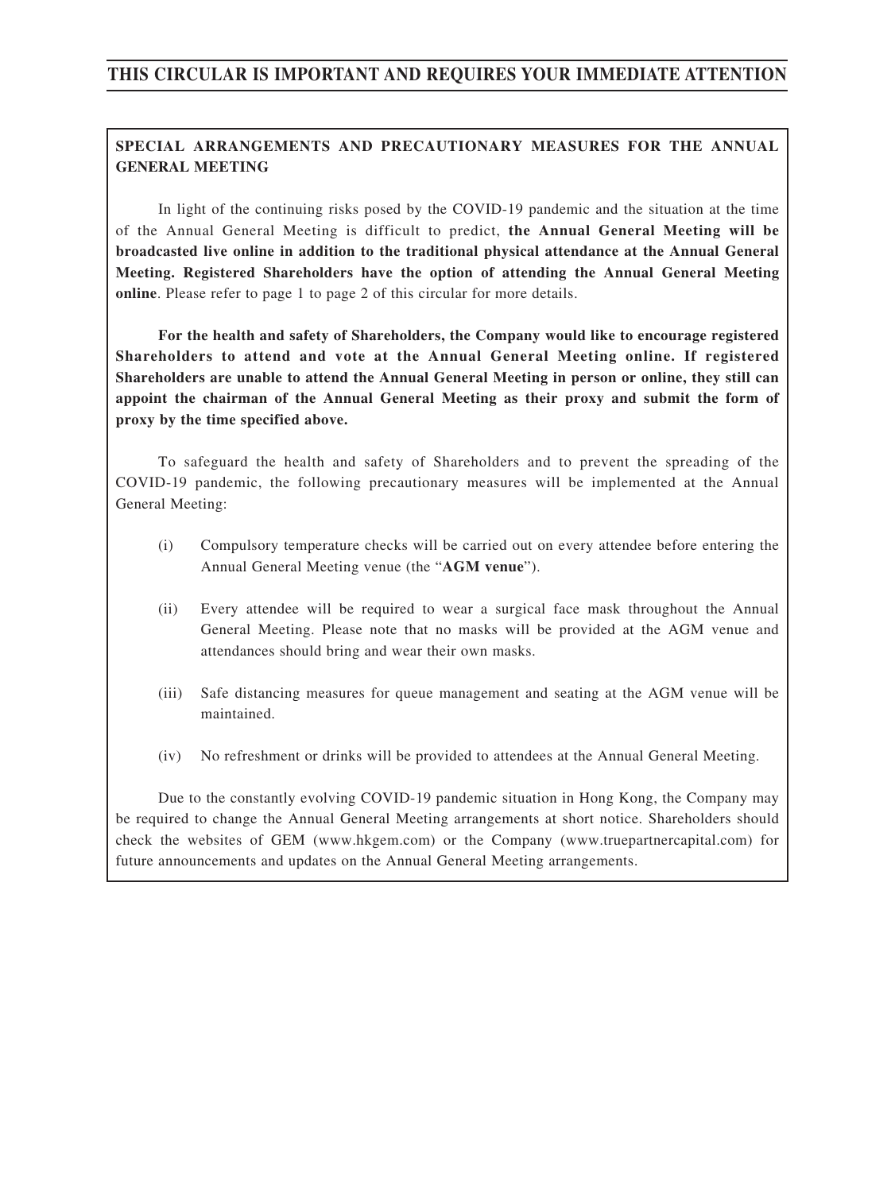# THIS CIRCULAR IS IMPORTANT AND REQUIRES YOUR IMMEDIATE ATTENTION

## SPECIAL ARRANGEMENTS AND PRECAUTIONARY MEASURES FOR THE ANNUAL GENERAL MEETING

In light of the continuing risks posed by the COVID-19 pandemic and the situation at the time of the Annual General Meeting is difficult to predict, **the Annual General Meeting will be broadcasted live online in addition to the traditional physical attendance at the Annual General Meeting. Registered Shareholders have the option of attending the Annual General Meeting online**. Please refer to page 1 to page 2 of this circular for more details.

**For the health and safety of Shareholders, the Company would like to encourage registered Shareholders to attend and vote at the Annual General Meeting online. If registered Shareholders are unable to attend the Annual General Meeting in person or online, they still can appoint the chairman of the Annual General Meeting as their proxy and submit the form of proxy by the time specified above.**

To safeguard the health and safety of Shareholders and to prevent the spreading of the COVID-19 pandemic, the following precautionary measures will be implemented at the Annual General Meeting:

(i) Compulsory temperature checks will be carried out on every attendee before entering the Annual General Meeting venue (the "**AGM venue**").

(ii) Every attendee will be required to wear a surgical face mask throughout the Annual General Meeting. Please note that no masks will be provided at the AGM venue and attendances should bring and wear their own masks.

(iii) Safe distancing measures for queue management and seating at the AGM venue will be maintained.

(iv) No refreshment or drinks will be provided to attendees at the Annual General Meeting.

Due to the constantly evolving COVID-19 pandemic situation in Hong Kong, the Company may be required to change the Annual General Meeting arrangements at short notice. Shareholders should check the websites of GEM (www.hkgem.com) or the Company (www.truepartnercapital.com) for future announcements and updates on the Annual General Meeting arrangements.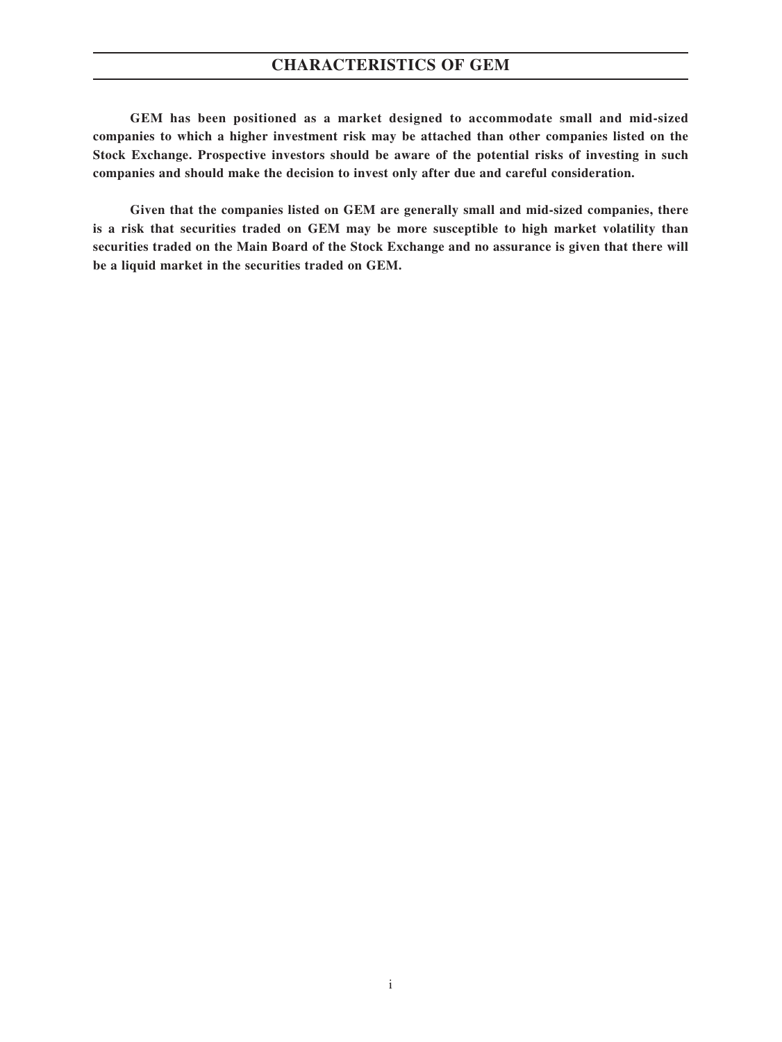# CHARACTERISTICS OF GEM

**GEM has been positioned as a market designed to accommodate small and mid-sized companies to which a higher investment risk may be attached than other companies listed on the Stock Exchange. Prospective investors should be aware of the potential risks of investing in such companies and should make the decision to invest only after due and careful consideration.**

**Given that the companies listed on GEM are generally small and mid-sized companies, there is a risk that securities traded on GEM may be more susceptible to high market volatility than securities traded on the Main Board of the Stock Exchange and no assurance is given that there will be a liquid market in the securities traded on GEM.**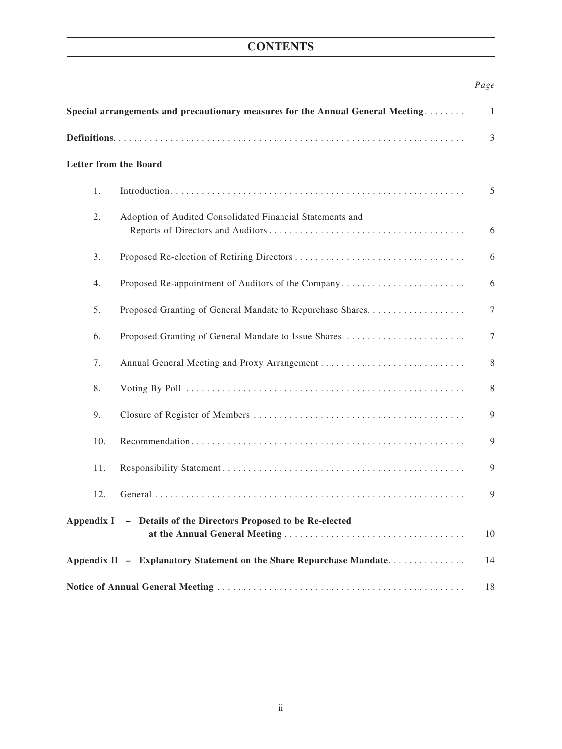# CONTENTS

| | | Page |
|---|---|---|
| **Special arrangements and precautionary measures for the Annual General Meeting** | | 1 |
| **Definitions** | | 3 |
| **Letter from the Board** | | |
| 1. | Introduction | 5 |
| 2. | Adoption of Audited Consolidated Financial Statements and Reports of Directors and Auditors | 6 |
| 3. | Proposed Re-election of Retiring Directors | 6 |
| 4. | Proposed Re-appointment of Auditors of the Company | 6 |
| 5. | Proposed Granting of General Mandate to Repurchase Shares | 7 |
| 6. | Proposed Granting of General Mandate to Issue Shares | 7 |
| 7. | Annual General Meeting and Proxy Arrangement | 8 |
| 8. | Voting By Poll | 8 |
| 9. | Closure of Register of Members | 9 |
| 10. | Recommendation | 9 |
| 11. | Responsibility Statement | 9 |
| 12. | General | 9 |
| **Appendix I** | **– Details of the Directors Proposed to be Re-elected at the Annual General Meeting** | 10 |
| **Appendix II** | **– Explanatory Statement on the Share Repurchase Mandate** | 14 |
| **Notice of Annual General Meeting** | | 18 |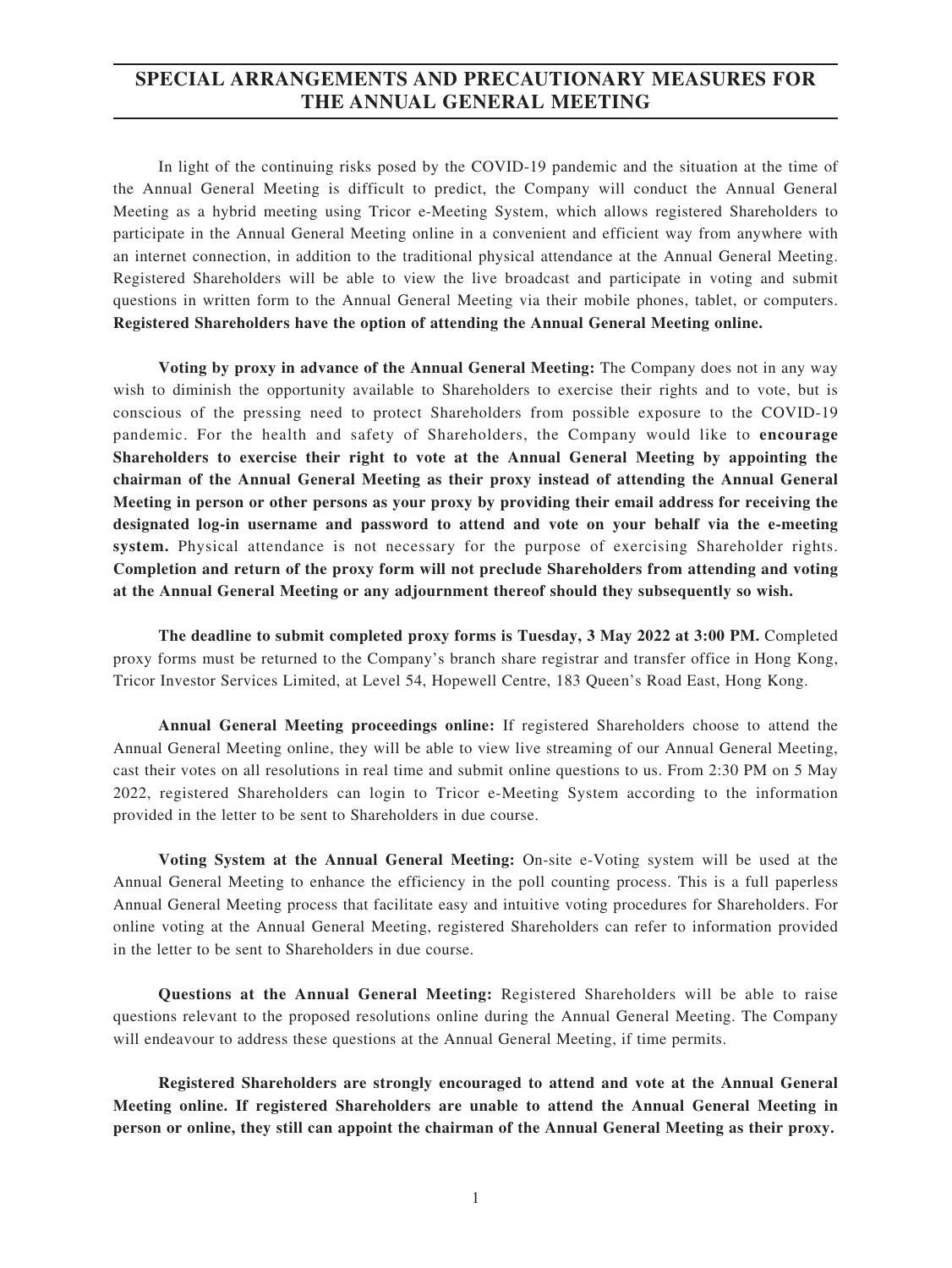# SPECIAL ARRANGEMENTS AND PRECAUTIONARY MEASURES FOR THE ANNUAL GENERAL MEETING

In light of the continuing risks posed by the COVID-19 pandemic and the situation at the time of the Annual General Meeting is difficult to predict, the Company will conduct the Annual General Meeting as a hybrid meeting using Tricor e-Meeting System, which allows registered Shareholders to participate in the Annual General Meeting online in a convenient and efficient way from anywhere with an internet connection, in addition to the traditional physical attendance at the Annual General Meeting. Registered Shareholders will be able to view the live broadcast and participate in voting and submit questions in written form to the Annual General Meeting via their mobile phones, tablet, or computers. **Registered Shareholders have the option of attending the Annual General Meeting online.**

**Voting by proxy in advance of the Annual General Meeting:** The Company does not in any way wish to diminish the opportunity available to Shareholders to exercise their rights and to vote, but is conscious of the pressing need to protect Shareholders from possible exposure to the COVID-19 pandemic. For the health and safety of Shareholders, the Company would like to **encourage Shareholders to exercise their right to vote at the Annual General Meeting by appointing the chairman of the Annual General Meeting as their proxy instead of attending the Annual General Meeting in person or other persons as your proxy by providing their email address for receiving the designated log-in username and password to attend and vote on your behalf via the e-meeting system.** Physical attendance is not necessary for the purpose of exercising Shareholder rights. **Completion and return of the proxy form will not preclude Shareholders from attending and voting at the Annual General Meeting or any adjournment thereof should they subsequently so wish.**

**The deadline to submit completed proxy forms is Tuesday, 3 May 2022 at 3:00 PM.** Completed proxy forms must be returned to the Company's branch share registrar and transfer office in Hong Kong, Tricor Investor Services Limited, at Level 54, Hopewell Centre, 183 Queen's Road East, Hong Kong.

**Annual General Meeting proceedings online:** If registered Shareholders choose to attend the Annual General Meeting online, they will be able to view live streaming of our Annual General Meeting, cast their votes on all resolutions in real time and submit online questions to us. From 2:30 PM on 5 May 2022, registered Shareholders can login to Tricor e-Meeting System according to the information provided in the letter to be sent to Shareholders in due course.

**Voting System at the Annual General Meeting:** On-site e-Voting system will be used at the Annual General Meeting to enhance the efficiency in the poll counting process. This is a full paperless Annual General Meeting process that facilitate easy and intuitive voting procedures for Shareholders. For online voting at the Annual General Meeting, registered Shareholders can refer to information provided in the letter to be sent to Shareholders in due course.

**Questions at the Annual General Meeting:** Registered Shareholders will be able to raise questions relevant to the proposed resolutions online during the Annual General Meeting. The Company will endeavour to address these questions at the Annual General Meeting, if time permits.

**Registered Shareholders are strongly encouraged to attend and vote at the Annual General Meeting online. If registered Shareholders are unable to attend the Annual General Meeting in person or online, they still can appoint the chairman of the Annual General Meeting as their proxy.**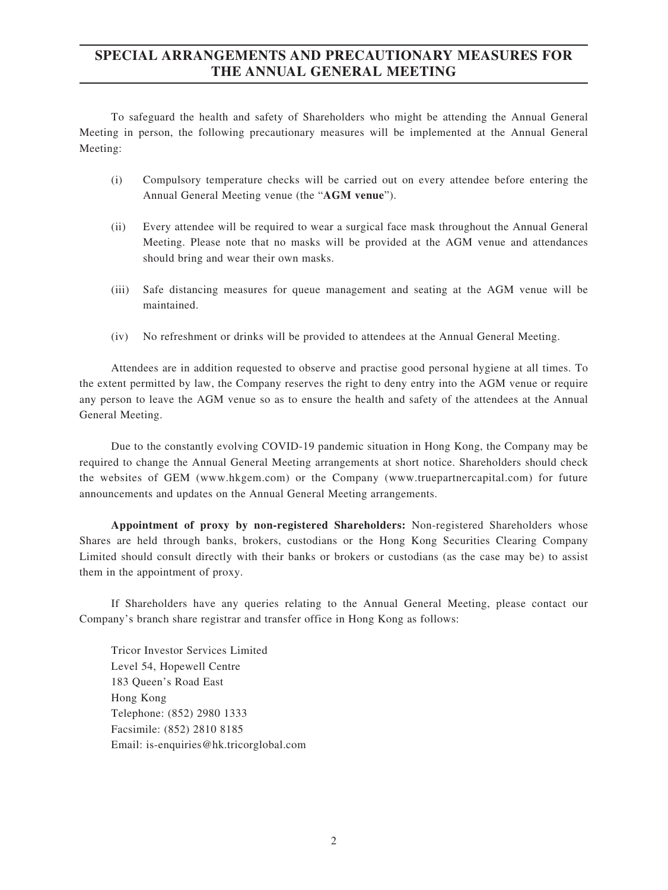# SPECIAL ARRANGEMENTS AND PRECAUTIONARY MEASURES FOR THE ANNUAL GENERAL MEETING

To safeguard the health and safety of Shareholders who might be attending the Annual General Meeting in person, the following precautionary measures will be implemented at the Annual General Meeting:

(i) Compulsory temperature checks will be carried out on every attendee before entering the Annual General Meeting venue (the "**AGM venue**").

(ii) Every attendee will be required to wear a surgical face mask throughout the Annual General Meeting. Please note that no masks will be provided at the AGM venue and attendances should bring and wear their own masks.

(iii) Safe distancing measures for queue management and seating at the AGM venue will be maintained.

(iv) No refreshment or drinks will be provided to attendees at the Annual General Meeting.

Attendees are in addition requested to observe and practise good personal hygiene at all times. To the extent permitted by law, the Company reserves the right to deny entry into the AGM venue or require any person to leave the AGM venue so as to ensure the health and safety of the attendees at the Annual General Meeting.

Due to the constantly evolving COVID-19 pandemic situation in Hong Kong, the Company may be required to change the Annual General Meeting arrangements at short notice. Shareholders should check the websites of GEM (www.hkgem.com) or the Company (www.truepartnercapital.com) for future announcements and updates on the Annual General Meeting arrangements.

**Appointment of proxy by non-registered Shareholders:** Non-registered Shareholders whose Shares are held through banks, brokers, custodians or the Hong Kong Securities Clearing Company Limited should consult directly with their banks or brokers or custodians (as the case may be) to assist them in the appointment of proxy.

If Shareholders have any queries relating to the Annual General Meeting, please contact our Company's branch share registrar and transfer office in Hong Kong as follows:

Tricor Investor Services Limited
Level 54, Hopewell Centre
183 Queen's Road East
Hong Kong
Telephone: (852) 2980 1333
Facsimile: (852) 2810 8185
Email: is-enquiries@hk.tricorglobal.com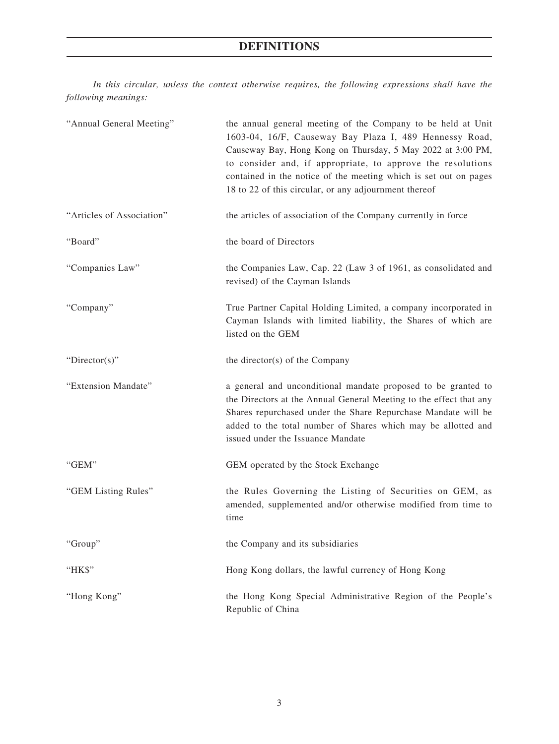# DEFINITIONS

*In this circular, unless the context otherwise requires, the following expressions shall have the following meanings:*

| | |
|---|---|
| "Annual General Meeting" | the annual general meeting of the Company to be held at Unit 1603-04, 16/F, Causeway Bay Plaza I, 489 Hennessy Road, Causeway Bay, Hong Kong on Thursday, 5 May 2022 at 3:00 PM, to consider and, if appropriate, to approve the resolutions contained in the notice of the meeting which is set out on pages 18 to 22 of this circular, or any adjournment thereof |
| "Articles of Association" | the articles of association of the Company currently in force |
| "Board" | the board of Directors |
| "Companies Law" | the Companies Law, Cap. 22 (Law 3 of 1961, as consolidated and revised) of the Cayman Islands |
| "Company" | True Partner Capital Holding Limited, a company incorporated in Cayman Islands with limited liability, the Shares of which are listed on the GEM |
| "Director(s)" | the director(s) of the Company |
| "Extension Mandate" | a general and unconditional mandate proposed to be granted to the Directors at the Annual General Meeting to the effect that any Shares repurchased under the Share Repurchase Mandate will be added to the total number of Shares which may be allotted and issued under the Issuance Mandate |
| "GEM" | GEM operated by the Stock Exchange |
| "GEM Listing Rules" | the Rules Governing the Listing of Securities on GEM, as amended, supplemented and/or otherwise modified from time to time |
| "Group" | the Company and its subsidiaries |
| "HK$" | Hong Kong dollars, the lawful currency of Hong Kong |
| "Hong Kong" | the Hong Kong Special Administrative Region of the People's Republic of China |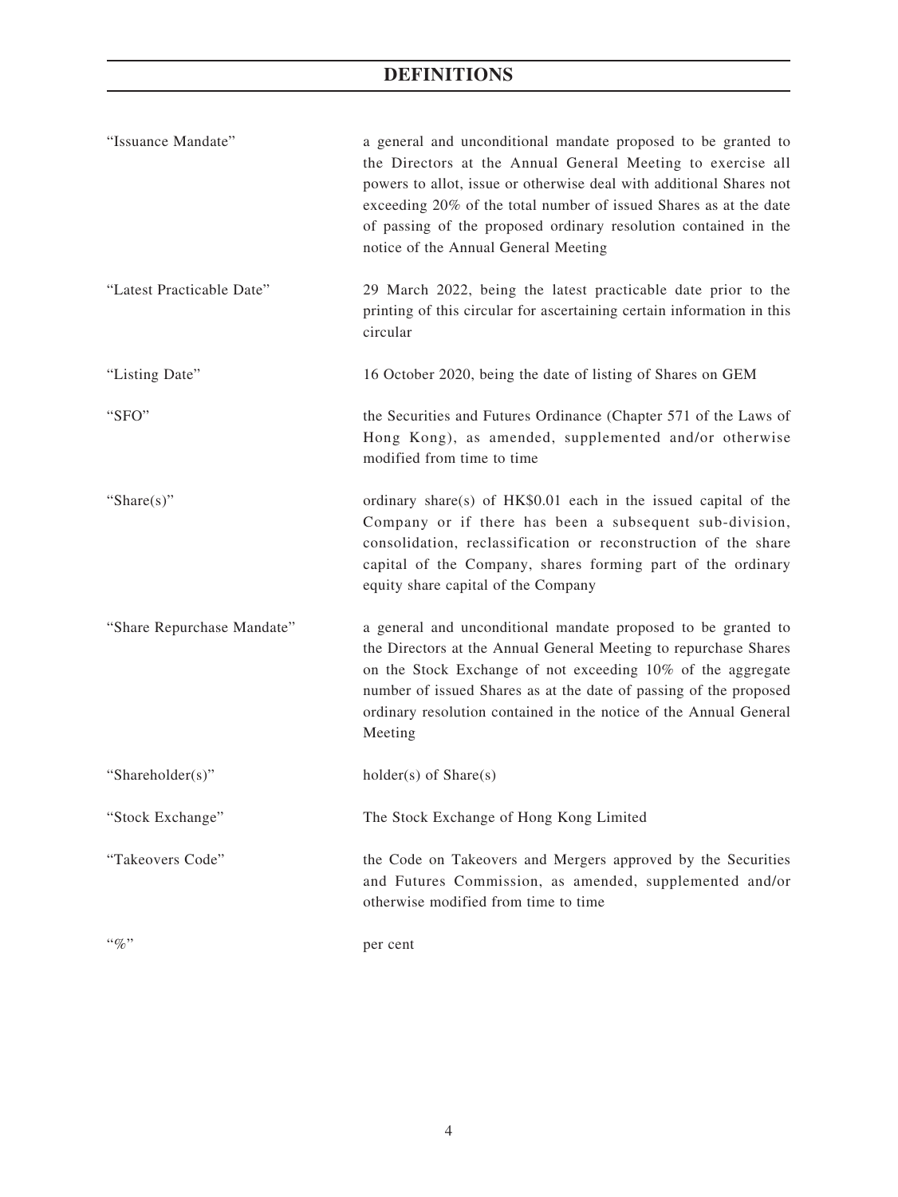## DEFINITIONS

| | |
|---|---|
| "Issuance Mandate" | a general and unconditional mandate proposed to be granted to the Directors at the Annual General Meeting to exercise all powers to allot, issue or otherwise deal with additional Shares not exceeding 20% of the total number of issued Shares as at the date of passing of the proposed ordinary resolution contained in the notice of the Annual General Meeting |
| "Latest Practicable Date" | 29 March 2022, being the latest practicable date prior to the printing of this circular for ascertaining certain information in this circular |
| "Listing Date" | 16 October 2020, being the date of listing of Shares on GEM |
| "SFO" | the Securities and Futures Ordinance (Chapter 571 of the Laws of Hong Kong), as amended, supplemented and/or otherwise modified from time to time |
| "Share(s)" | ordinary share(s) of HK$0.01 each in the issued capital of the Company or if there has been a subsequent sub-division, consolidation, reclassification or reconstruction of the share capital of the Company, shares forming part of the ordinary equity share capital of the Company |
| "Share Repurchase Mandate" | a general and unconditional mandate proposed to be granted to the Directors at the Annual General Meeting to repurchase Shares on the Stock Exchange of not exceeding 10% of the aggregate number of issued Shares as at the date of passing of the proposed ordinary resolution contained in the notice of the Annual General Meeting |
| "Shareholder(s)" | holder(s) of Share(s) |
| "Stock Exchange" | The Stock Exchange of Hong Kong Limited |
| "Takeovers Code" | the Code on Takeovers and Mergers approved by the Securities and Futures Commission, as amended, supplemented and/or otherwise modified from time to time |
| "%" | per cent |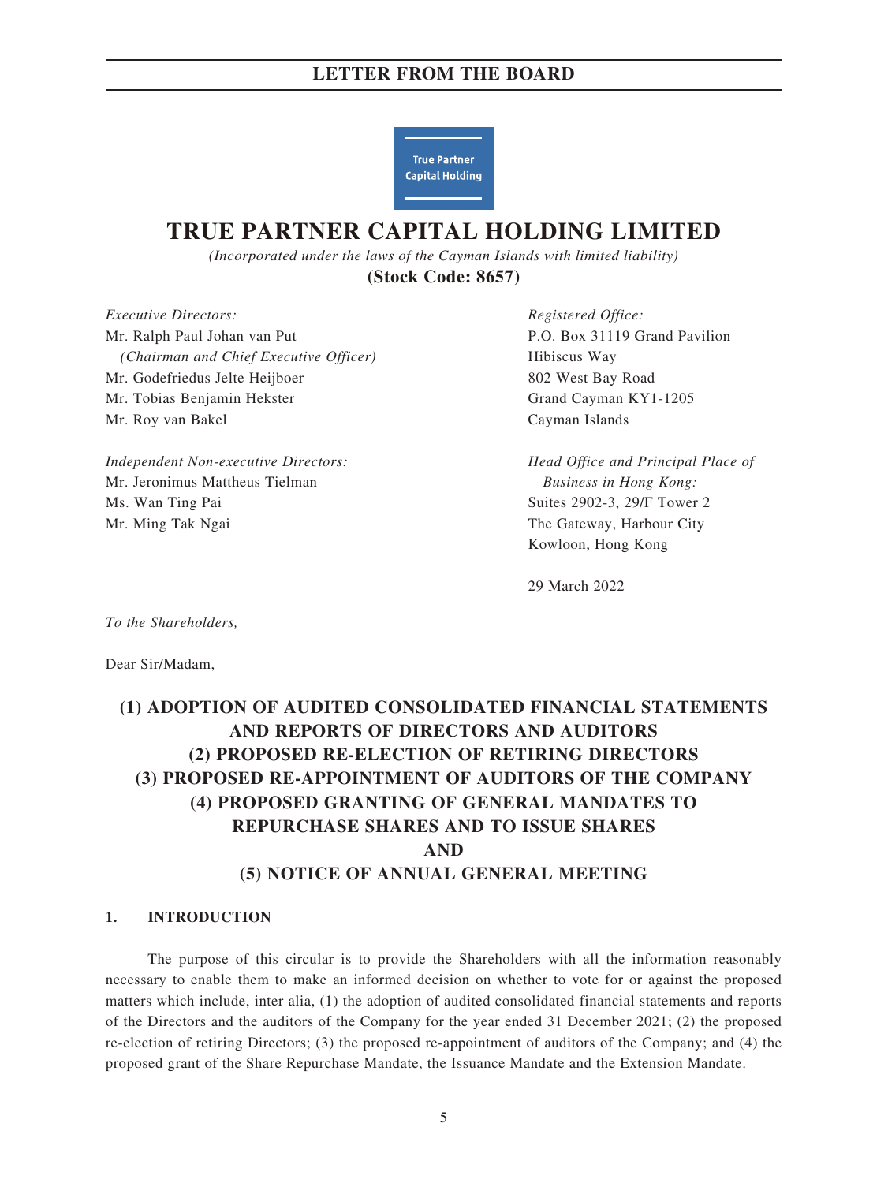# LETTER FROM THE BOARD

True Partner Capital Holding

# TRUE PARTNER CAPITAL HOLDING LIMITED

*(Incorporated under the laws of the Cayman Islands with limited liability)*

**(Stock Code: 8657)**

*Executive Directors:*
Mr. Ralph Paul Johan van Put
*(Chairman and Chief Executive Officer)*
Mr. Godefriedus Jelte Heijboer
Mr. Tobias Benjamin Hekster
Mr. Roy van Bakel

*Independent Non-executive Directors:*
Mr. Jeronimus Mattheus Tielman
Ms. Wan Ting Pai
Mr. Ming Tak Ngai

*Registered Office:*
P.O. Box 31119 Grand Pavilion
Hibiscus Way
802 West Bay Road
Grand Cayman KY1-1205
Cayman Islands

*Head Office and Principal Place of Business in Hong Kong:*
Suites 2902-3, 29/F Tower 2
The Gateway, Harbour City
Kowloon, Hong Kong

29 March 2022

*To the Shareholders,*

Dear Sir/Madam,

**(1) ADOPTION OF AUDITED CONSOLIDATED FINANCIAL STATEMENTS AND REPORTS OF DIRECTORS AND AUDITORS**
**(2) PROPOSED RE-ELECTION OF RETIRING DIRECTORS**
**(3) PROPOSED RE-APPOINTMENT OF AUDITORS OF THE COMPANY**
**(4) PROPOSED GRANTING OF GENERAL MANDATES TO REPURCHASE SHARES AND TO ISSUE SHARES**
**AND**
**(5) NOTICE OF ANNUAL GENERAL MEETING**

## 1. INTRODUCTION

The purpose of this circular is to provide the Shareholders with all the information reasonably necessary to enable them to make an informed decision on whether to vote for or against the proposed matters which include, inter alia, (1) the adoption of audited consolidated financial statements and reports of the Directors and the auditors of the Company for the year ended 31 December 2021; (2) the proposed re-election of retiring Directors; (3) the proposed re-appointment of auditors of the Company; and (4) the proposed grant of the Share Repurchase Mandate, the Issuance Mandate and the Extension Mandate.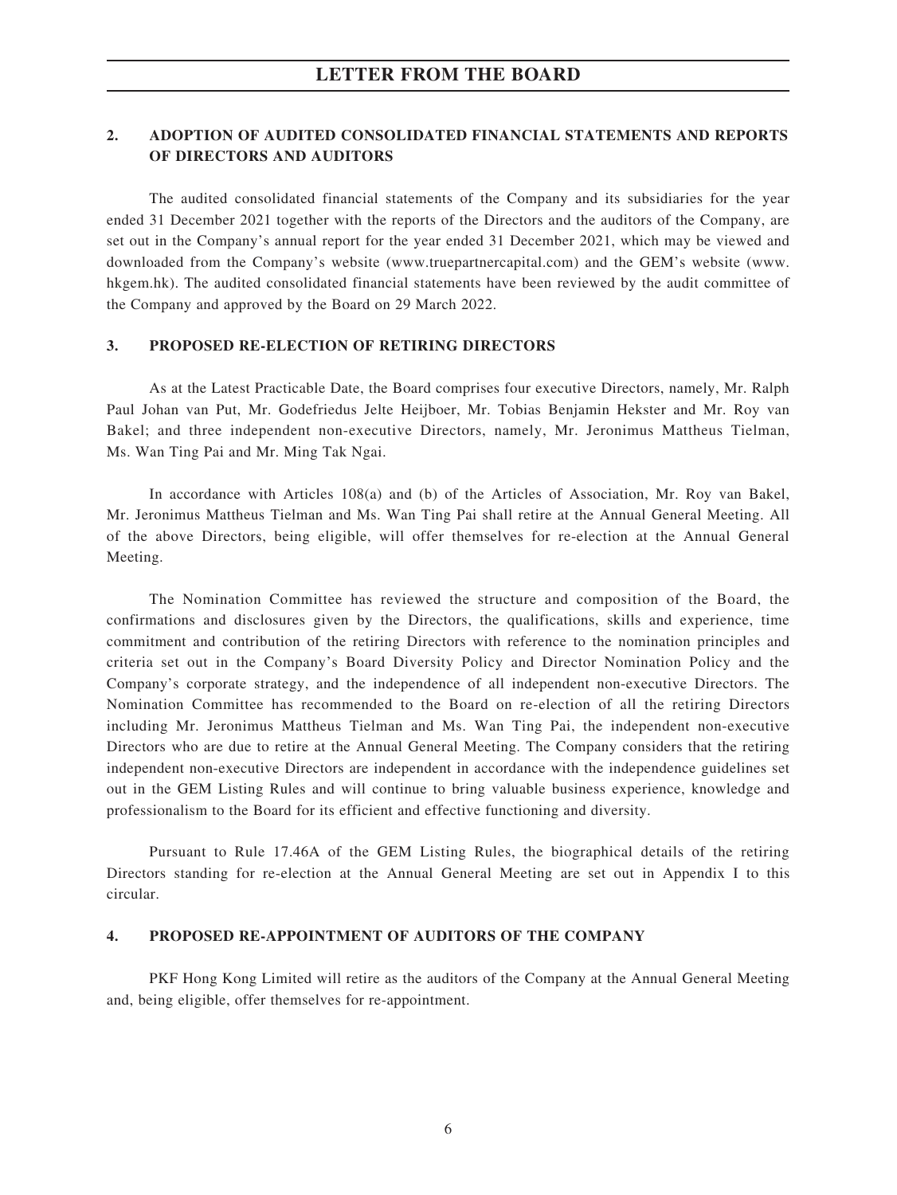## 2. ADOPTION OF AUDITED CONSOLIDATED FINANCIAL STATEMENTS AND REPORTS OF DIRECTORS AND AUDITORS

The audited consolidated financial statements of the Company and its subsidiaries for the year ended 31 December 2021 together with the reports of the Directors and the auditors of the Company, are set out in the Company's annual report for the year ended 31 December 2021, which may be viewed and downloaded from the Company's website (www.truepartnercapital.com) and the GEM's website (www.hkgem.hk). The audited consolidated financial statements have been reviewed by the audit committee of the Company and approved by the Board on 29 March 2022.

## 3. PROPOSED RE-ELECTION OF RETIRING DIRECTORS

As at the Latest Practicable Date, the Board comprises four executive Directors, namely, Mr. Ralph Paul Johan van Put, Mr. Godefriedus Jelte Heijboer, Mr. Tobias Benjamin Hekster and Mr. Roy van Bakel; and three independent non-executive Directors, namely, Mr. Jeronimus Mattheus Tielman, Ms. Wan Ting Pai and Mr. Ming Tak Ngai.

In accordance with Articles 108(a) and (b) of the Articles of Association, Mr. Roy van Bakel, Mr. Jeronimus Mattheus Tielman and Ms. Wan Ting Pai shall retire at the Annual General Meeting. All of the above Directors, being eligible, will offer themselves for re-election at the Annual General Meeting.

The Nomination Committee has reviewed the structure and composition of the Board, the confirmations and disclosures given by the Directors, the qualifications, skills and experience, time commitment and contribution of the retiring Directors with reference to the nomination principles and criteria set out in the Company's Board Diversity Policy and Director Nomination Policy and the Company's corporate strategy, and the independence of all independent non-executive Directors. The Nomination Committee has recommended to the Board on re-election of all the retiring Directors including Mr. Jeronimus Mattheus Tielman and Ms. Wan Ting Pai, the independent non-executive Directors who are due to retire at the Annual General Meeting. The Company considers that the retiring independent non-executive Directors are independent in accordance with the independence guidelines set out in the GEM Listing Rules and will continue to bring valuable business experience, knowledge and professionalism to the Board for its efficient and effective functioning and diversity.

Pursuant to Rule 17.46A of the GEM Listing Rules, the biographical details of the retiring Directors standing for re-election at the Annual General Meeting are set out in Appendix I to this circular.

## 4. PROPOSED RE-APPOINTMENT OF AUDITORS OF THE COMPANY

PKF Hong Kong Limited will retire as the auditors of the Company at the Annual General Meeting and, being eligible, offer themselves for re-appointment.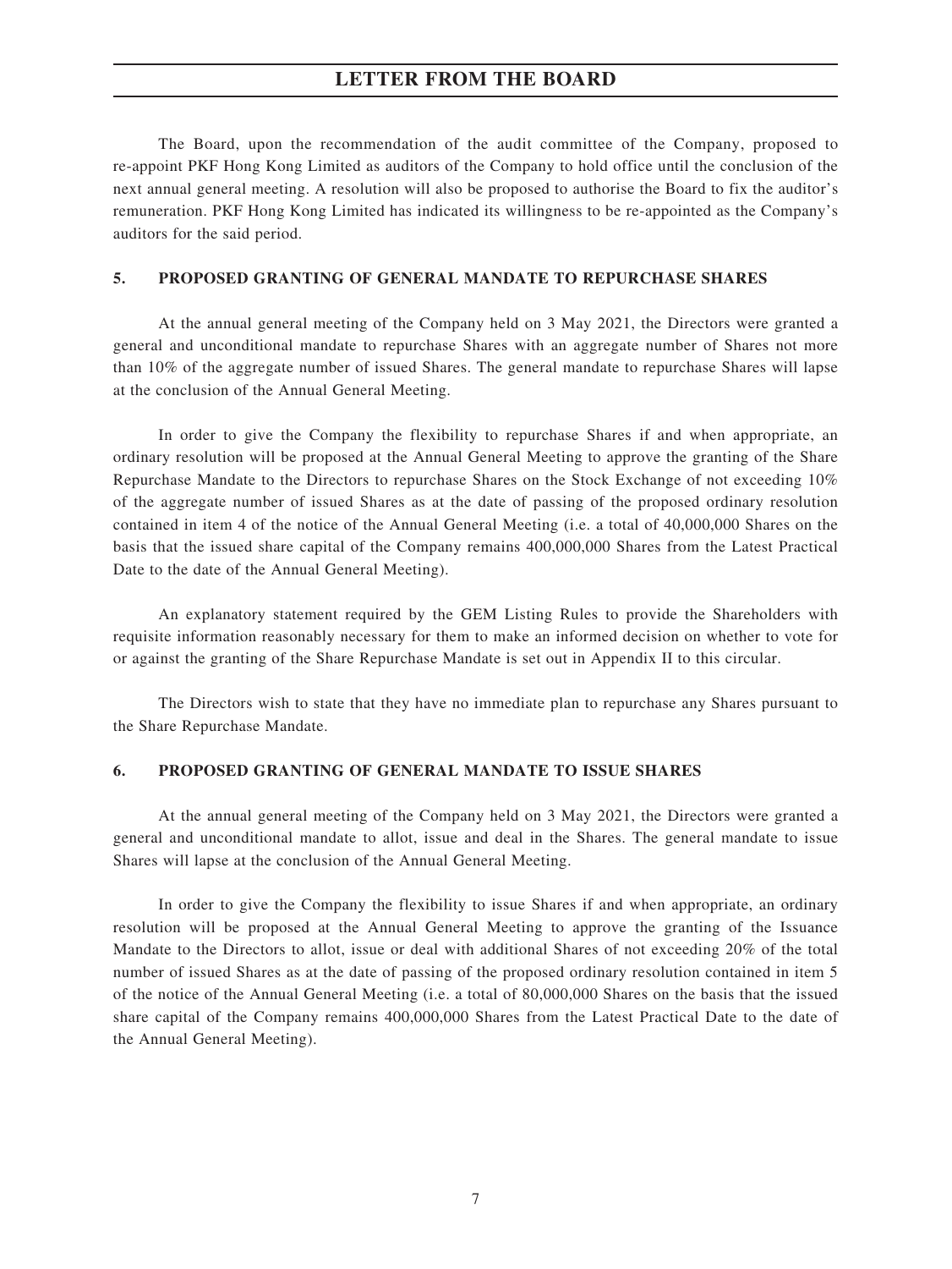The Board, upon the recommendation of the audit committee of the Company, proposed to re-appoint PKF Hong Kong Limited as auditors of the Company to hold office until the conclusion of the next annual general meeting. A resolution will also be proposed to authorise the Board to fix the auditor's remuneration. PKF Hong Kong Limited has indicated its willingness to be re-appointed as the Company's auditors for the said period.

## 5. PROPOSED GRANTING OF GENERAL MANDATE TO REPURCHASE SHARES

At the annual general meeting of the Company held on 3 May 2021, the Directors were granted a general and unconditional mandate to repurchase Shares with an aggregate number of Shares not more than 10% of the aggregate number of issued Shares. The general mandate to repurchase Shares will lapse at the conclusion of the Annual General Meeting.

In order to give the Company the flexibility to repurchase Shares if and when appropriate, an ordinary resolution will be proposed at the Annual General Meeting to approve the granting of the Share Repurchase Mandate to the Directors to repurchase Shares on the Stock Exchange of not exceeding 10% of the aggregate number of issued Shares as at the date of passing of the proposed ordinary resolution contained in item 4 of the notice of the Annual General Meeting (i.e. a total of 40,000,000 Shares on the basis that the issued share capital of the Company remains 400,000,000 Shares from the Latest Practical Date to the date of the Annual General Meeting).

An explanatory statement required by the GEM Listing Rules to provide the Shareholders with requisite information reasonably necessary for them to make an informed decision on whether to vote for or against the granting of the Share Repurchase Mandate is set out in Appendix II to this circular.

The Directors wish to state that they have no immediate plan to repurchase any Shares pursuant to the Share Repurchase Mandate.

## 6. PROPOSED GRANTING OF GENERAL MANDATE TO ISSUE SHARES

At the annual general meeting of the Company held on 3 May 2021, the Directors were granted a general and unconditional mandate to allot, issue and deal in the Shares. The general mandate to issue Shares will lapse at the conclusion of the Annual General Meeting.

In order to give the Company the flexibility to issue Shares if and when appropriate, an ordinary resolution will be proposed at the Annual General Meeting to approve the granting of the Issuance Mandate to the Directors to allot, issue or deal with additional Shares of not exceeding 20% of the total number of issued Shares as at the date of passing of the proposed ordinary resolution contained in item 5 of the notice of the Annual General Meeting (i.e. a total of 80,000,000 Shares on the basis that the issued share capital of the Company remains 400,000,000 Shares from the Latest Practical Date to the date of the Annual General Meeting).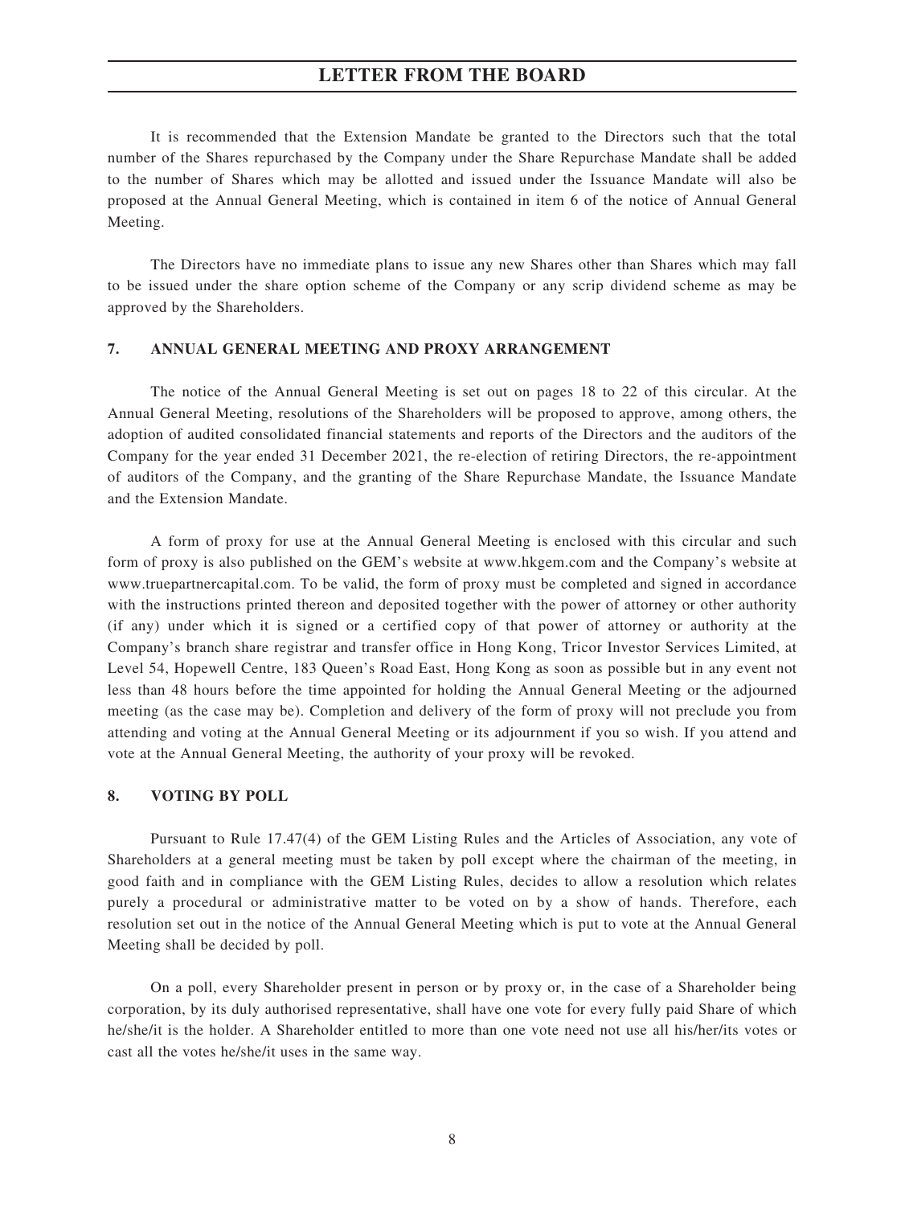It is recommended that the Extension Mandate be granted to the Directors such that the total number of the Shares repurchased by the Company under the Share Repurchase Mandate shall be added to the number of Shares which may be allotted and issued under the Issuance Mandate will also be proposed at the Annual General Meeting, which is contained in item 6 of the notice of Annual General Meeting.

The Directors have no immediate plans to issue any new Shares other than Shares which may fall to be issued under the share option scheme of the Company or any scrip dividend scheme as may be approved by the Shareholders.

## 7. ANNUAL GENERAL MEETING AND PROXY ARRANGEMENT

The notice of the Annual General Meeting is set out on pages 18 to 22 of this circular. At the Annual General Meeting, resolutions of the Shareholders will be proposed to approve, among others, the adoption of audited consolidated financial statements and reports of the Directors and the auditors of the Company for the year ended 31 December 2021, the re-election of retiring Directors, the re-appointment of auditors of the Company, and the granting of the Share Repurchase Mandate, the Issuance Mandate and the Extension Mandate.

A form of proxy for use at the Annual General Meeting is enclosed with this circular and such form of proxy is also published on the GEM's website at www.hkgem.com and the Company's website at www.truepartnercapital.com. To be valid, the form of proxy must be completed and signed in accordance with the instructions printed thereon and deposited together with the power of attorney or other authority (if any) under which it is signed or a certified copy of that power of attorney or authority at the Company's branch share registrar and transfer office in Hong Kong, Tricor Investor Services Limited, at Level 54, Hopewell Centre, 183 Queen's Road East, Hong Kong as soon as possible but in any event not less than 48 hours before the time appointed for holding the Annual General Meeting or the adjourned meeting (as the case may be). Completion and delivery of the form of proxy will not preclude you from attending and voting at the Annual General Meeting or its adjournment if you so wish. If you attend and vote at the Annual General Meeting, the authority of your proxy will be revoked.

## 8. VOTING BY POLL

Pursuant to Rule 17.47(4) of the GEM Listing Rules and the Articles of Association, any vote of Shareholders at a general meeting must be taken by poll except where the chairman of the meeting, in good faith and in compliance with the GEM Listing Rules, decides to allow a resolution which relates purely a procedural or administrative matter to be voted on by a show of hands. Therefore, each resolution set out in the notice of the Annual General Meeting which is put to vote at the Annual General Meeting shall be decided by poll.

On a poll, every Shareholder present in person or by proxy or, in the case of a Shareholder being corporation, by its duly authorised representative, shall have one vote for every fully paid Share of which he/she/it is the holder. A Shareholder entitled to more than one vote need not use all his/her/its votes or cast all the votes he/she/it uses in the same way.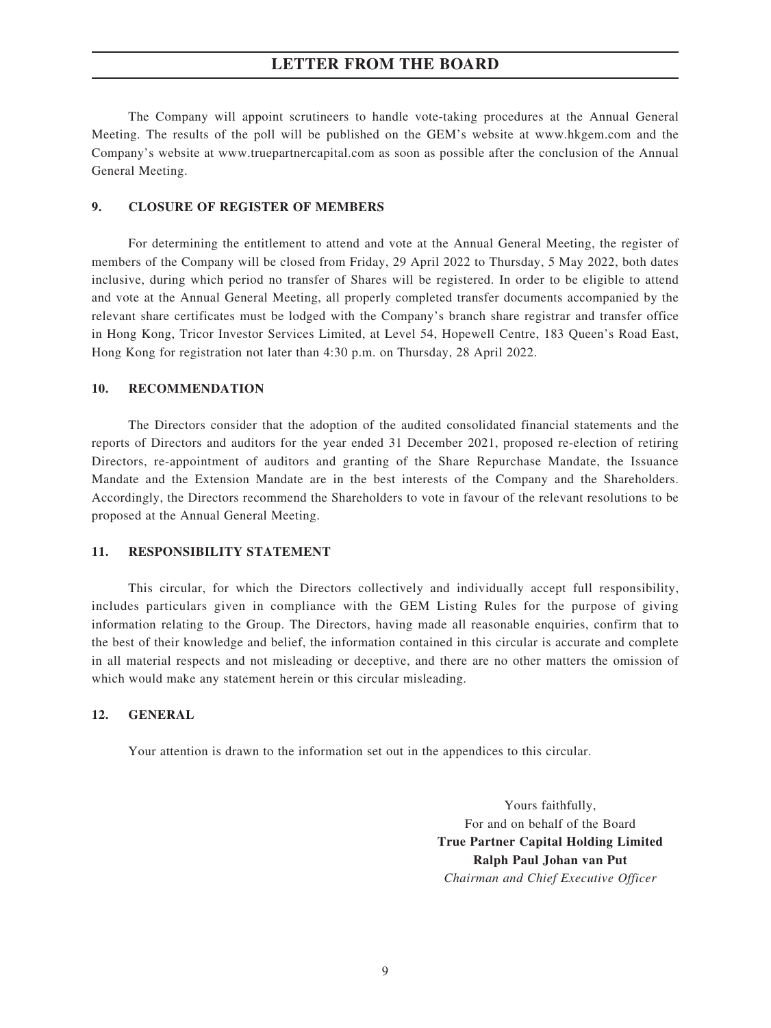The Company will appoint scrutineers to handle vote-taking procedures at the Annual General Meeting. The results of the poll will be published on the GEM's website at www.hkgem.com and the Company's website at www.truepartnercapital.com as soon as possible after the conclusion of the Annual General Meeting.

## 9. CLOSURE OF REGISTER OF MEMBERS

For determining the entitlement to attend and vote at the Annual General Meeting, the register of members of the Company will be closed from Friday, 29 April 2022 to Thursday, 5 May 2022, both dates inclusive, during which period no transfer of Shares will be registered. In order to be eligible to attend and vote at the Annual General Meeting, all properly completed transfer documents accompanied by the relevant share certificates must be lodged with the Company's branch share registrar and transfer office in Hong Kong, Tricor Investor Services Limited, at Level 54, Hopewell Centre, 183 Queen's Road East, Hong Kong for registration not later than 4:30 p.m. on Thursday, 28 April 2022.

## 10. RECOMMENDATION

The Directors consider that the adoption of the audited consolidated financial statements and the reports of Directors and auditors for the year ended 31 December 2021, proposed re-election of retiring Directors, re-appointment of auditors and granting of the Share Repurchase Mandate, the Issuance Mandate and the Extension Mandate are in the best interests of the Company and the Shareholders. Accordingly, the Directors recommend the Shareholders to vote in favour of the relevant resolutions to be proposed at the Annual General Meeting.

## 11. RESPONSIBILITY STATEMENT

This circular, for which the Directors collectively and individually accept full responsibility, includes particulars given in compliance with the GEM Listing Rules for the purpose of giving information relating to the Group. The Directors, having made all reasonable enquiries, confirm that to the best of their knowledge and belief, the information contained in this circular is accurate and complete in all material respects and not misleading or deceptive, and there are no other matters the omission of which would make any statement herein or this circular misleading.

## 12. GENERAL

Your attention is drawn to the information set out in the appendices to this circular.

Yours faithfully,
For and on behalf of the Board
**True Partner Capital Holding Limited**
**Ralph Paul Johan van Put**
*Chairman and Chief Executive Officer*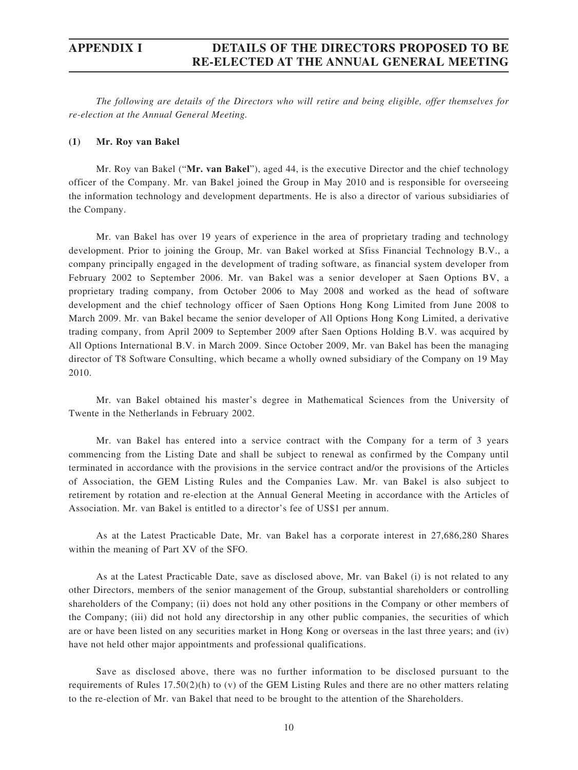# APPENDIX I — DETAILS OF THE DIRECTORS PROPOSED TO BE RE-ELECTED AT THE ANNUAL GENERAL MEETING

*The following are details of the Directors who will retire and being eligible, offer themselves for re-election at the Annual General Meeting.*

**(1) Mr. Roy van Bakel**

Mr. Roy van Bakel ("**Mr. van Bakel**"), aged 44, is the executive Director and the chief technology officer of the Company. Mr. van Bakel joined the Group in May 2010 and is responsible for overseeing the information technology and development departments. He is also a director of various subsidiaries of the Company.

Mr. van Bakel has over 19 years of experience in the area of proprietary trading and technology development. Prior to joining the Group, Mr. van Bakel worked at Sfiss Financial Technology B.V., a company principally engaged in the development of trading software, as financial system developer from February 2002 to September 2006. Mr. van Bakel was a senior developer at Saen Options BV, a proprietary trading company, from October 2006 to May 2008 and worked as the head of software development and the chief technology officer of Saen Options Hong Kong Limited from June 2008 to March 2009. Mr. van Bakel became the senior developer of All Options Hong Kong Limited, a derivative trading company, from April 2009 to September 2009 after Saen Options Holding B.V. was acquired by All Options International B.V. in March 2009. Since October 2009, Mr. van Bakel has been the managing director of T8 Software Consulting, which became a wholly owned subsidiary of the Company on 19 May 2010.

Mr. van Bakel obtained his master's degree in Mathematical Sciences from the University of Twente in the Netherlands in February 2002.

Mr. van Bakel has entered into a service contract with the Company for a term of 3 years commencing from the Listing Date and shall be subject to renewal as confirmed by the Company until terminated in accordance with the provisions in the service contract and/or the provisions of the Articles of Association, the GEM Listing Rules and the Companies Law. Mr. van Bakel is also subject to retirement by rotation and re-election at the Annual General Meeting in accordance with the Articles of Association. Mr. van Bakel is entitled to a director's fee of US$1 per annum.

As at the Latest Practicable Date, Mr. van Bakel has a corporate interest in 27,686,280 Shares within the meaning of Part XV of the SFO.

As at the Latest Practicable Date, save as disclosed above, Mr. van Bakel (i) is not related to any other Directors, members of the senior management of the Group, substantial shareholders or controlling shareholders of the Company; (ii) does not hold any other positions in the Company or other members of the Company; (iii) did not hold any directorship in any other public companies, the securities of which are or have been listed on any securities market in Hong Kong or overseas in the last three years; and (iv) have not held other major appointments and professional qualifications.

Save as disclosed above, there was no further information to be disclosed pursuant to the requirements of Rules 17.50(2)(h) to (v) of the GEM Listing Rules and there are no other matters relating to the re-election of Mr. van Bakel that need to be brought to the attention of the Shareholders.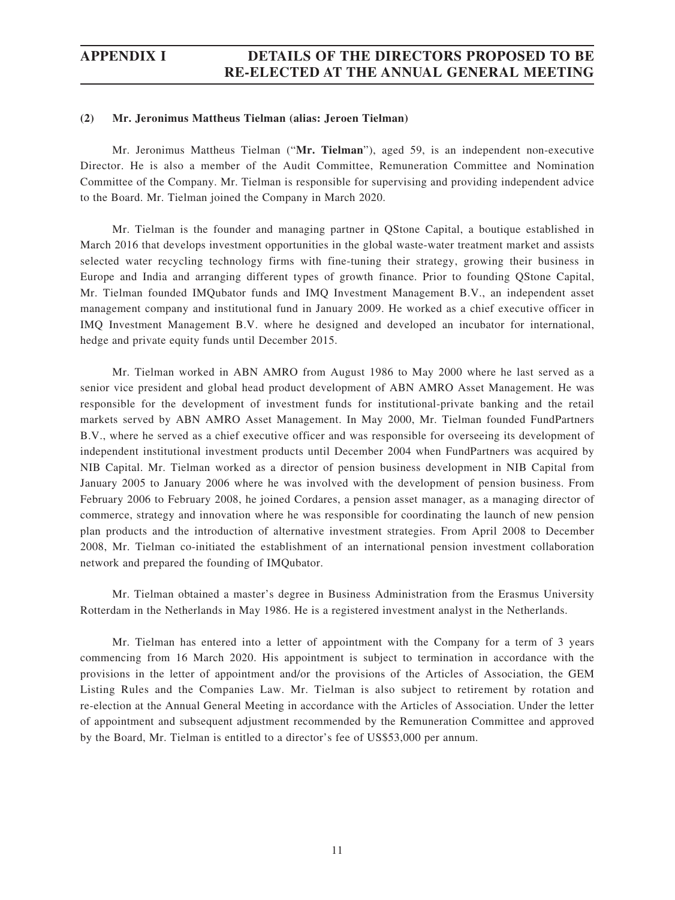**(2) Mr. Jeronimus Mattheus Tielman (alias: Jeroen Tielman)**

Mr. Jeronimus Mattheus Tielman ("**Mr. Tielman**"), aged 59, is an independent non-executive Director. He is also a member of the Audit Committee, Remuneration Committee and Nomination Committee of the Company. Mr. Tielman is responsible for supervising and providing independent advice to the Board. Mr. Tielman joined the Company in March 2020.

Mr. Tielman is the founder and managing partner in QStone Capital, a boutique established in March 2016 that develops investment opportunities in the global waste-water treatment market and assists selected water recycling technology firms with fine-tuning their strategy, growing their business in Europe and India and arranging different types of growth finance. Prior to founding QStone Capital, Mr. Tielman founded IMQubator funds and IMQ Investment Management B.V., an independent asset management company and institutional fund in January 2009. He worked as a chief executive officer in IMQ Investment Management B.V. where he designed and developed an incubator for international, hedge and private equity funds until December 2015.

Mr. Tielman worked in ABN AMRO from August 1986 to May 2000 where he last served as a senior vice president and global head product development of ABN AMRO Asset Management. He was responsible for the development of investment funds for institutional-private banking and the retail markets served by ABN AMRO Asset Management. In May 2000, Mr. Tielman founded FundPartners B.V., where he served as a chief executive officer and was responsible for overseeing its development of independent institutional investment products until December 2004 when FundPartners was acquired by NIB Capital. Mr. Tielman worked as a director of pension business development in NIB Capital from January 2005 to January 2006 where he was involved with the development of pension business. From February 2006 to February 2008, he joined Cordares, a pension asset manager, as a managing director of commerce, strategy and innovation where he was responsible for coordinating the launch of new pension plan products and the introduction of alternative investment strategies. From April 2008 to December 2008, Mr. Tielman co-initiated the establishment of an international pension investment collaboration network and prepared the founding of IMQubator.

Mr. Tielman obtained a master's degree in Business Administration from the Erasmus University Rotterdam in the Netherlands in May 1986. He is a registered investment analyst in the Netherlands.

Mr. Tielman has entered into a letter of appointment with the Company for a term of 3 years commencing from 16 March 2020. His appointment is subject to termination in accordance with the provisions in the letter of appointment and/or the provisions of the Articles of Association, the GEM Listing Rules and the Companies Law. Mr. Tielman is also subject to retirement by rotation and re-election at the Annual General Meeting in accordance with the Articles of Association. Under the letter of appointment and subsequent adjustment recommended by the Remuneration Committee and approved by the Board, Mr. Tielman is entitled to a director's fee of US$53,000 per annum.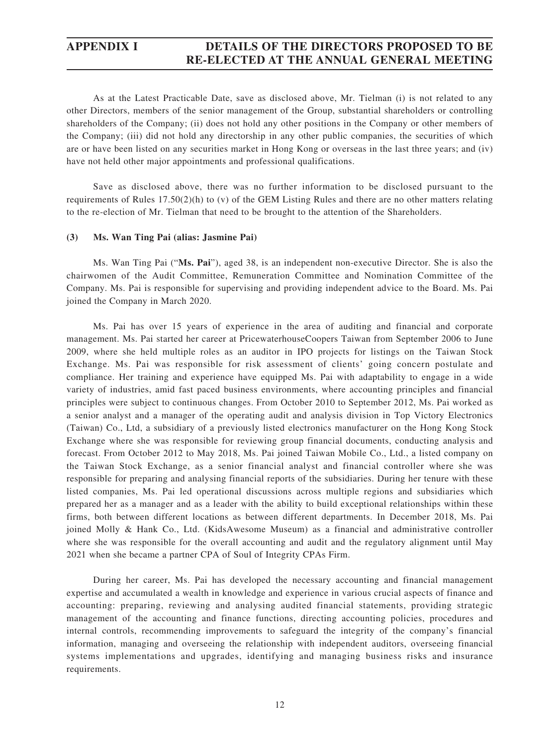As at the Latest Practicable Date, save as disclosed above, Mr. Tielman (i) is not related to any other Directors, members of the senior management of the Group, substantial shareholders or controlling shareholders of the Company; (ii) does not hold any other positions in the Company or other members of the Company; (iii) did not hold any directorship in any other public companies, the securities of which are or have been listed on any securities market in Hong Kong or overseas in the last three years; and (iv) have not held other major appointments and professional qualifications.

Save as disclosed above, there was no further information to be disclosed pursuant to the requirements of Rules 17.50(2)(h) to (v) of the GEM Listing Rules and there are no other matters relating to the re-election of Mr. Tielman that need to be brought to the attention of the Shareholders.

**(3) Ms. Wan Ting Pai (alias: Jasmine Pai)**

Ms. Wan Ting Pai ("**Ms. Pai**"), aged 38, is an independent non-executive Director. She is also the chairwomen of the Audit Committee, Remuneration Committee and Nomination Committee of the Company. Ms. Pai is responsible for supervising and providing independent advice to the Board. Ms. Pai joined the Company in March 2020.

Ms. Pai has over 15 years of experience in the area of auditing and financial and corporate management. Ms. Pai started her career at PricewaterhouseCoopers Taiwan from September 2006 to June 2009, where she held multiple roles as an auditor in IPO projects for listings on the Taiwan Stock Exchange. Ms. Pai was responsible for risk assessment of clients' going concern postulate and compliance. Her training and experience have equipped Ms. Pai with adaptability to engage in a wide variety of industries, amid fast paced business environments, where accounting principles and financial principles were subject to continuous changes. From October 2010 to September 2012, Ms. Pai worked as a senior analyst and a manager of the operating audit and analysis division in Top Victory Electronics (Taiwan) Co., Ltd, a subsidiary of a previously listed electronics manufacturer on the Hong Kong Stock Exchange where she was responsible for reviewing group financial documents, conducting analysis and forecast. From October 2012 to May 2018, Ms. Pai joined Taiwan Mobile Co., Ltd., a listed company on the Taiwan Stock Exchange, as a senior financial analyst and financial controller where she was responsible for preparing and analysing financial reports of the subsidiaries. During her tenure with these listed companies, Ms. Pai led operational discussions across multiple regions and subsidiaries which prepared her as a manager and as a leader with the ability to build exceptional relationships within these firms, both between different locations as between different departments. In December 2018, Ms. Pai joined Molly & Hank Co., Ltd. (KidsAwesome Museum) as a financial and administrative controller where she was responsible for the overall accounting and audit and the regulatory alignment until May 2021 when she became a partner CPA of Soul of Integrity CPAs Firm.

During her career, Ms. Pai has developed the necessary accounting and financial management expertise and accumulated a wealth in knowledge and experience in various crucial aspects of finance and accounting: preparing, reviewing and analysing audited financial statements, providing strategic management of the accounting and finance functions, directing accounting policies, procedures and internal controls, recommending improvements to safeguard the integrity of the company's financial information, managing and overseeing the relationship with independent auditors, overseeing financial systems implementations and upgrades, identifying and managing business risks and insurance requirements.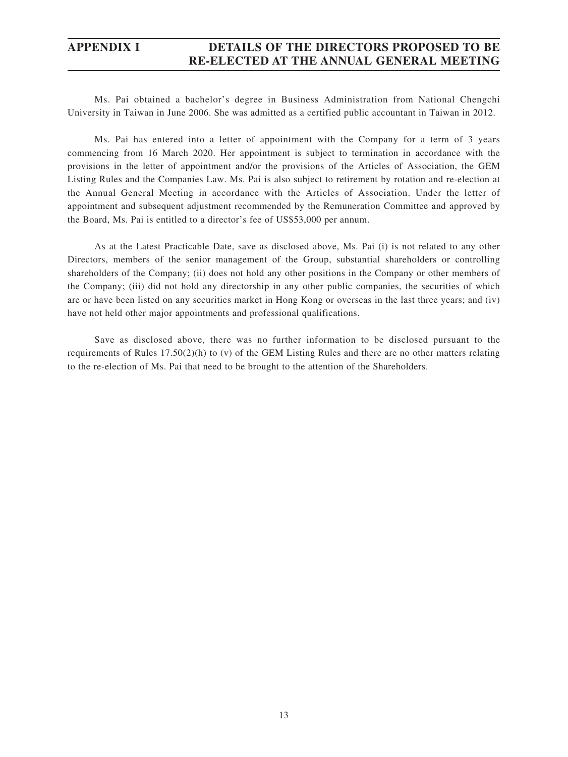Ms. Pai obtained a bachelor's degree in Business Administration from National Chengchi University in Taiwan in June 2006. She was admitted as a certified public accountant in Taiwan in 2012.

Ms. Pai has entered into a letter of appointment with the Company for a term of 3 years commencing from 16 March 2020. Her appointment is subject to termination in accordance with the provisions in the letter of appointment and/or the provisions of the Articles of Association, the GEM Listing Rules and the Companies Law. Ms. Pai is also subject to retirement by rotation and re-election at the Annual General Meeting in accordance with the Articles of Association. Under the letter of appointment and subsequent adjustment recommended by the Remuneration Committee and approved by the Board, Ms. Pai is entitled to a director's fee of US$53,000 per annum.

As at the Latest Practicable Date, save as disclosed above, Ms. Pai (i) is not related to any other Directors, members of the senior management of the Group, substantial shareholders or controlling shareholders of the Company; (ii) does not hold any other positions in the Company or other members of the Company; (iii) did not hold any directorship in any other public companies, the securities of which are or have been listed on any securities market in Hong Kong or overseas in the last three years; and (iv) have not held other major appointments and professional qualifications.

Save as disclosed above, there was no further information to be disclosed pursuant to the requirements of Rules 17.50(2)(h) to (v) of the GEM Listing Rules and there are no other matters relating to the re-election of Ms. Pai that need to be brought to the attention of the Shareholders.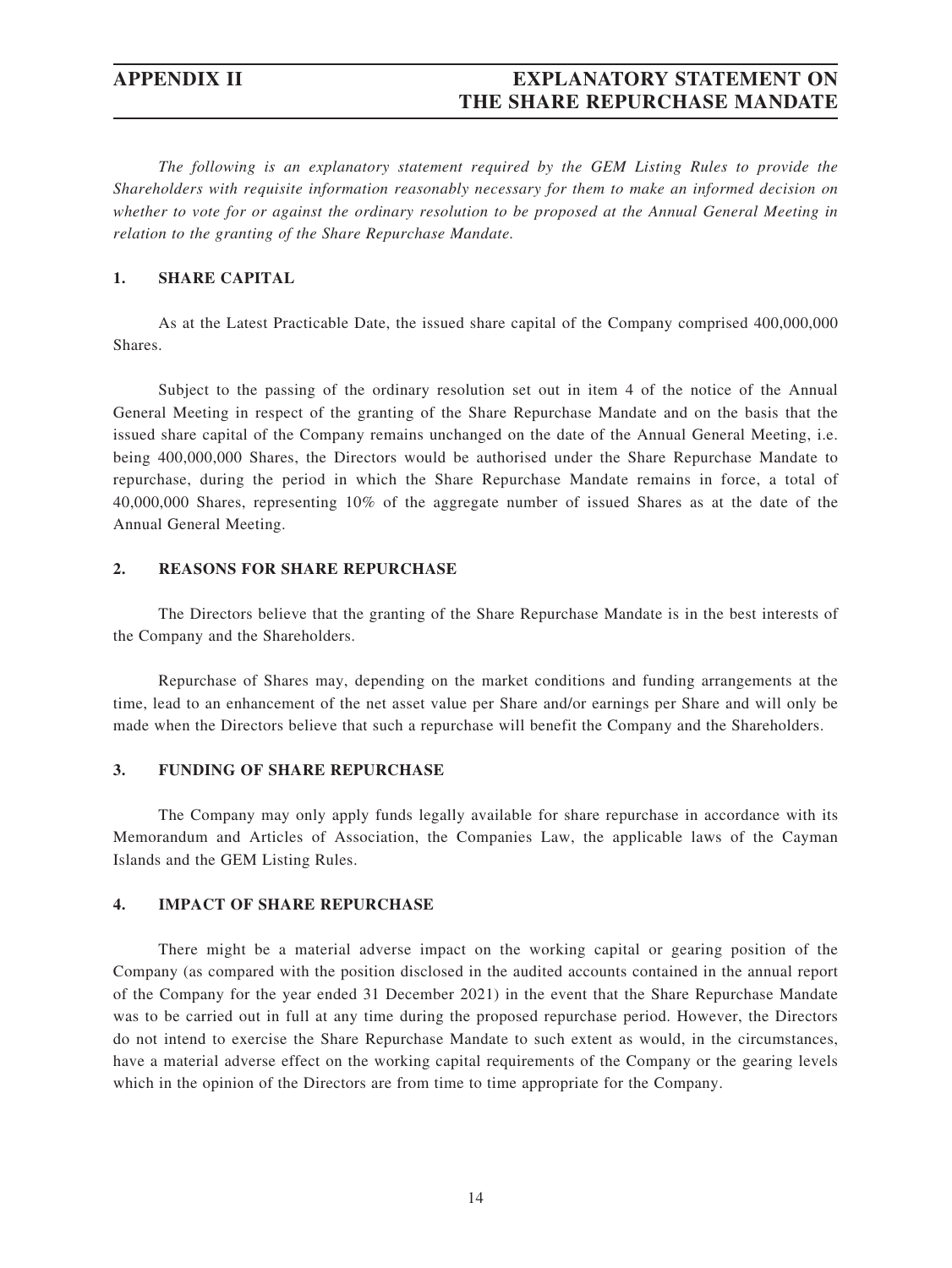# APPENDIX II EXPLANATORY STATEMENT ON THE SHARE REPURCHASE MANDATE

*The following is an explanatory statement required by the GEM Listing Rules to provide the Shareholders with requisite information reasonably necessary for them to make an informed decision on whether to vote for or against the ordinary resolution to be proposed at the Annual General Meeting in relation to the granting of the Share Repurchase Mandate.*

## 1. SHARE CAPITAL

As at the Latest Practicable Date, the issued share capital of the Company comprised 400,000,000 Shares.

Subject to the passing of the ordinary resolution set out in item 4 of the notice of the Annual General Meeting in respect of the granting of the Share Repurchase Mandate and on the basis that the issued share capital of the Company remains unchanged on the date of the Annual General Meeting, i.e. being 400,000,000 Shares, the Directors would be authorised under the Share Repurchase Mandate to repurchase, during the period in which the Share Repurchase Mandate remains in force, a total of 40,000,000 Shares, representing 10% of the aggregate number of issued Shares as at the date of the Annual General Meeting.

## 2. REASONS FOR SHARE REPURCHASE

The Directors believe that the granting of the Share Repurchase Mandate is in the best interests of the Company and the Shareholders.

Repurchase of Shares may, depending on the market conditions and funding arrangements at the time, lead to an enhancement of the net asset value per Share and/or earnings per Share and will only be made when the Directors believe that such a repurchase will benefit the Company and the Shareholders.

## 3. FUNDING OF SHARE REPURCHASE

The Company may only apply funds legally available for share repurchase in accordance with its Memorandum and Articles of Association, the Companies Law, the applicable laws of the Cayman Islands and the GEM Listing Rules.

## 4. IMPACT OF SHARE REPURCHASE

There might be a material adverse impact on the working capital or gearing position of the Company (as compared with the position disclosed in the audited accounts contained in the annual report of the Company for the year ended 31 December 2021) in the event that the Share Repurchase Mandate was to be carried out in full at any time during the proposed repurchase period. However, the Directors do not intend to exercise the Share Repurchase Mandate to such extent as would, in the circumstances, have a material adverse effect on the working capital requirements of the Company or the gearing levels which in the opinion of the Directors are from time to time appropriate for the Company.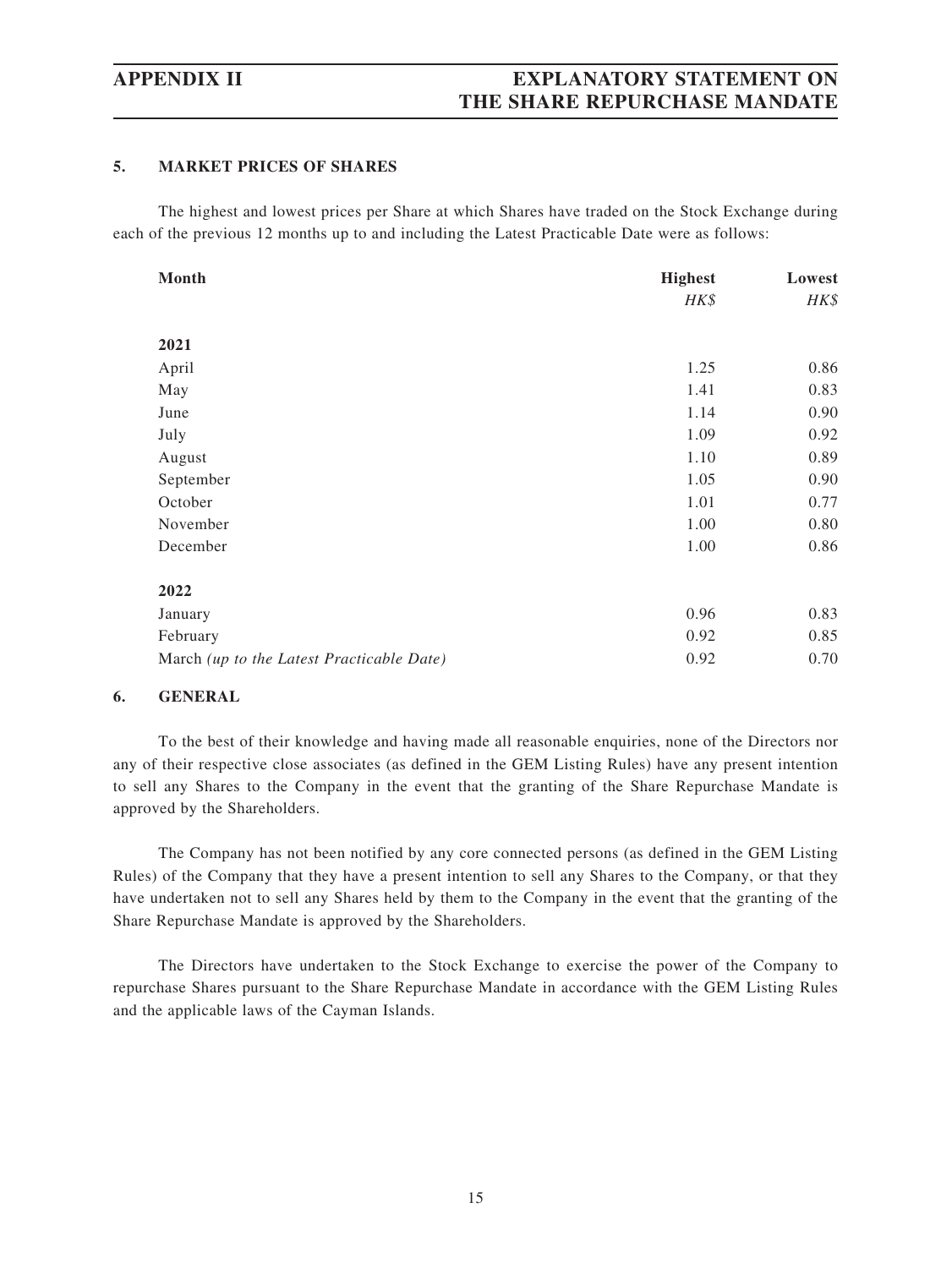### 5. MARKET PRICES OF SHARES

The highest and lowest prices per Share at which Shares have traded on the Stock Exchange during each of the previous 12 months up to and including the Latest Practicable Date were as follows:

| Month | Highest | Lowest |
|---|---|---|
| | *HK$* | *HK$* |
| **2021** | | |
| April | 1.25 | 0.86 |
| May | 1.41 | 0.83 |
| June | 1.14 | 0.90 |
| July | 1.09 | 0.92 |
| August | 1.10 | 0.89 |
| September | 1.05 | 0.90 |
| October | 1.01 | 0.77 |
| November | 1.00 | 0.80 |
| December | 1.00 | 0.86 |
| **2022** | | |
| January | 0.96 | 0.83 |
| February | 0.92 | 0.85 |
| March *(up to the Latest Practicable Date)* | 0.92 | 0.70 |

### 6. GENERAL

To the best of their knowledge and having made all reasonable enquiries, none of the Directors nor any of their respective close associates (as defined in the GEM Listing Rules) have any present intention to sell any Shares to the Company in the event that the granting of the Share Repurchase Mandate is approved by the Shareholders.

The Company has not been notified by any core connected persons (as defined in the GEM Listing Rules) of the Company that they have a present intention to sell any Shares to the Company, or that they have undertaken not to sell any Shares held by them to the Company in the event that the granting of the Share Repurchase Mandate is approved by the Shareholders.

The Directors have undertaken to the Stock Exchange to exercise the power of the Company to repurchase Shares pursuant to the Share Repurchase Mandate in accordance with the GEM Listing Rules and the applicable laws of the Cayman Islands.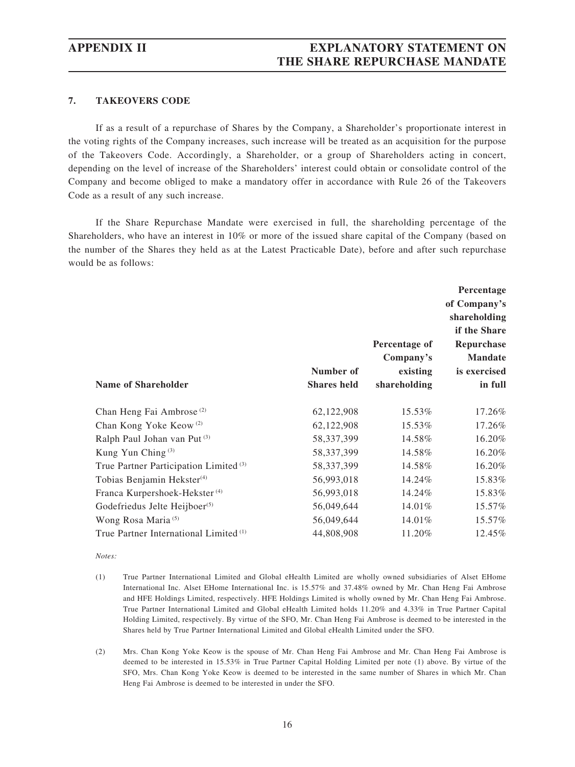### 7. TAKEOVERS CODE

If as a result of a repurchase of Shares by the Company, a Shareholder's proportionate interest in the voting rights of the Company increases, such increase will be treated as an acquisition for the purpose of the Takeovers Code. Accordingly, a Shareholder, or a group of Shareholders acting in concert, depending on the level of increase of the Shareholders' interest could obtain or consolidate control of the Company and become obliged to make a mandatory offer in accordance with Rule 26 of the Takeovers Code as a result of any such increase.

If the Share Repurchase Mandate were exercised in full, the shareholding percentage of the Shareholders, who have an interest in 10% or more of the issued share capital of the Company (based on the number of the Shares they held as at the Latest Practicable Date), before and after such repurchase would be as follows:

| Name of Shareholder | Number of Shares held | Percentage of Company's existing shareholding | Percentage of Company's shareholding if the Share Repurchase Mandate is exercised in full |
|---|---|---|---|
| Chan Heng Fai Ambrose [(2)] | 62,122,908 | 15.53% | 17.26% |
| Chan Kong Yoke Keow [(2)] | 62,122,908 | 15.53% | 17.26% |
| Ralph Paul Johan van Put [(3)] | 58,337,399 | 14.58% | 16.20% |
| Kung Yun Ching [(3)] | 58,337,399 | 14.58% | 16.20% |
| True Partner Participation Limited [(3)] | 58,337,399 | 14.58% | 16.20% |
| Tobias Benjamin Hekster[(4)] | 56,993,018 | 14.24% | 15.83% |
| Franca Kurpershoek-Hekster [(4)] | 56,993,018 | 14.24% | 15.83% |
| Godefriedus Jelte Heijboer[(5)] | 56,049,644 | 14.01% | 15.57% |
| Wong Rosa Maria [(5)] | 56,049,644 | 14.01% | 15.57% |
| True Partner International Limited [(1)] | 44,808,908 | 11.20% | 12.45% |

*Notes:*

(1) True Partner International Limited and Global eHealth Limited are wholly owned subsidiaries of Alset EHome International Inc. Alset EHome International Inc. is 15.57% and 37.48% owned by Mr. Chan Heng Fai Ambrose and HFE Holdings Limited, respectively. HFE Holdings Limited is wholly owned by Mr. Chan Heng Fai Ambrose. True Partner International Limited and Global eHealth Limited holds 11.20% and 4.33% in True Partner Capital Holding Limited, respectively. By virtue of the SFO, Mr. Chan Heng Fai Ambrose is deemed to be interested in the Shares held by True Partner International Limited and Global eHealth Limited under the SFO.

(2) Mrs. Chan Kong Yoke Keow is the spouse of Mr. Chan Heng Fai Ambrose and Mr. Chan Heng Fai Ambrose is deemed to be interested in 15.53% in True Partner Capital Holding Limited per note (1) above. By virtue of the SFO, Mrs. Chan Kong Yoke Keow is deemed to be interested in the same number of Shares in which Mr. Chan Heng Fai Ambrose is deemed to be interested in under the SFO.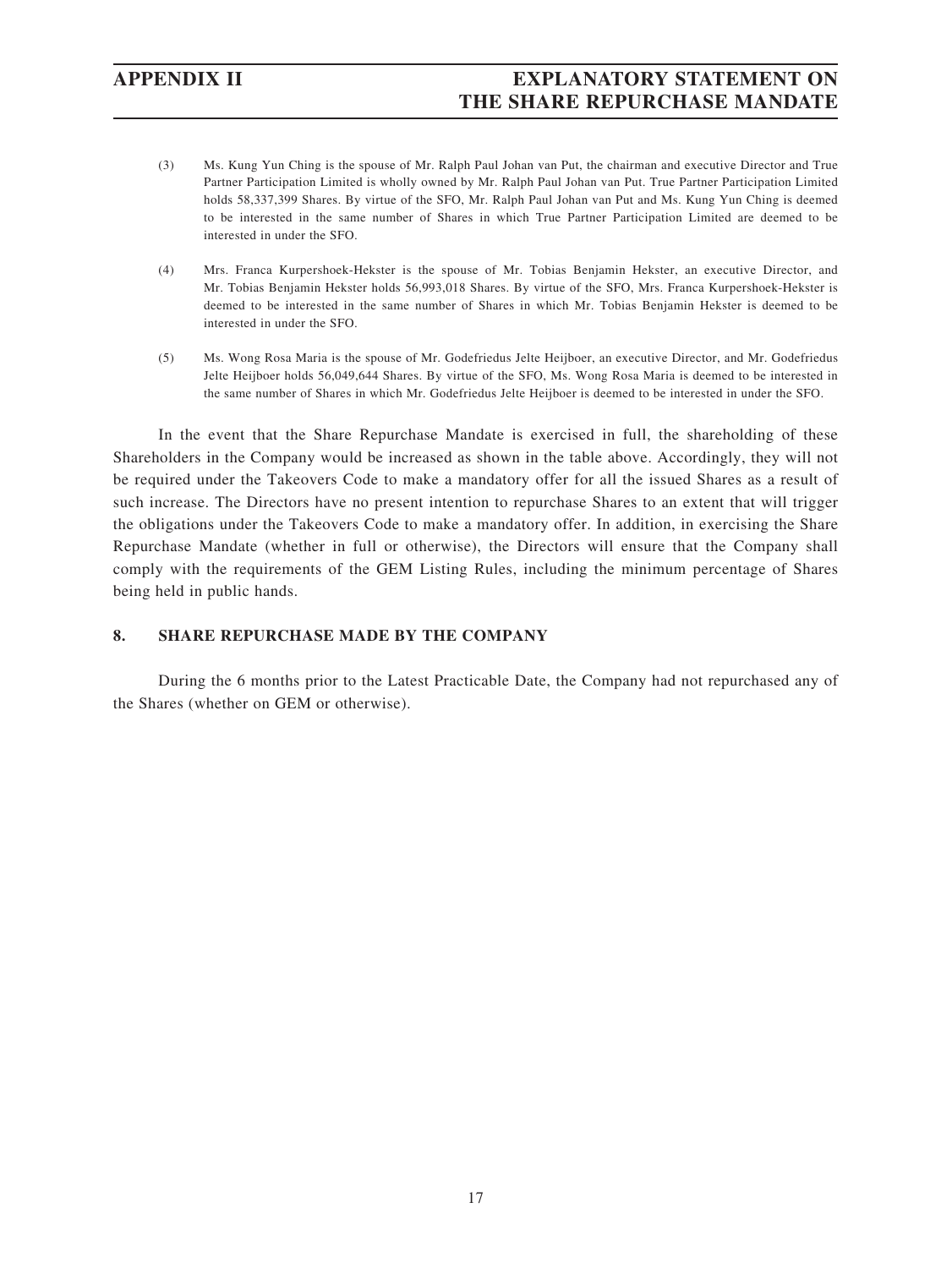(3) Ms. Kung Yun Ching is the spouse of Mr. Ralph Paul Johan van Put, the chairman and executive Director and True Partner Participation Limited is wholly owned by Mr. Ralph Paul Johan van Put. True Partner Participation Limited holds 58,337,399 Shares. By virtue of the SFO, Mr. Ralph Paul Johan van Put and Ms. Kung Yun Ching is deemed to be interested in the same number of Shares in which True Partner Participation Limited are deemed to be interested in under the SFO.

(4) Mrs. Franca Kurpershoek-Hekster is the spouse of Mr. Tobias Benjamin Hekster, an executive Director, and Mr. Tobias Benjamin Hekster holds 56,993,018 Shares. By virtue of the SFO, Mrs. Franca Kurpershoek-Hekster is deemed to be interested in the same number of Shares in which Mr. Tobias Benjamin Hekster is deemed to be interested in under the SFO.

(5) Ms. Wong Rosa Maria is the spouse of Mr. Godefriedus Jelte Heijboer, an executive Director, and Mr. Godefriedus Jelte Heijboer holds 56,049,644 Shares. By virtue of the SFO, Ms. Wong Rosa Maria is deemed to be interested in the same number of Shares in which Mr. Godefriedus Jelte Heijboer is deemed to be interested in under the SFO.

In the event that the Share Repurchase Mandate is exercised in full, the shareholding of these Shareholders in the Company would be increased as shown in the table above. Accordingly, they will not be required under the Takeovers Code to make a mandatory offer for all the issued Shares as a result of such increase. The Directors have no present intention to repurchase Shares to an extent that will trigger the obligations under the Takeovers Code to make a mandatory offer. In addition, in exercising the Share Repurchase Mandate (whether in full or otherwise), the Directors will ensure that the Company shall comply with the requirements of the GEM Listing Rules, including the minimum percentage of Shares being held in public hands.

## 8. SHARE REPURCHASE MADE BY THE COMPANY

During the 6 months prior to the Latest Practicable Date, the Company had not repurchased any of the Shares (whether on GEM or otherwise).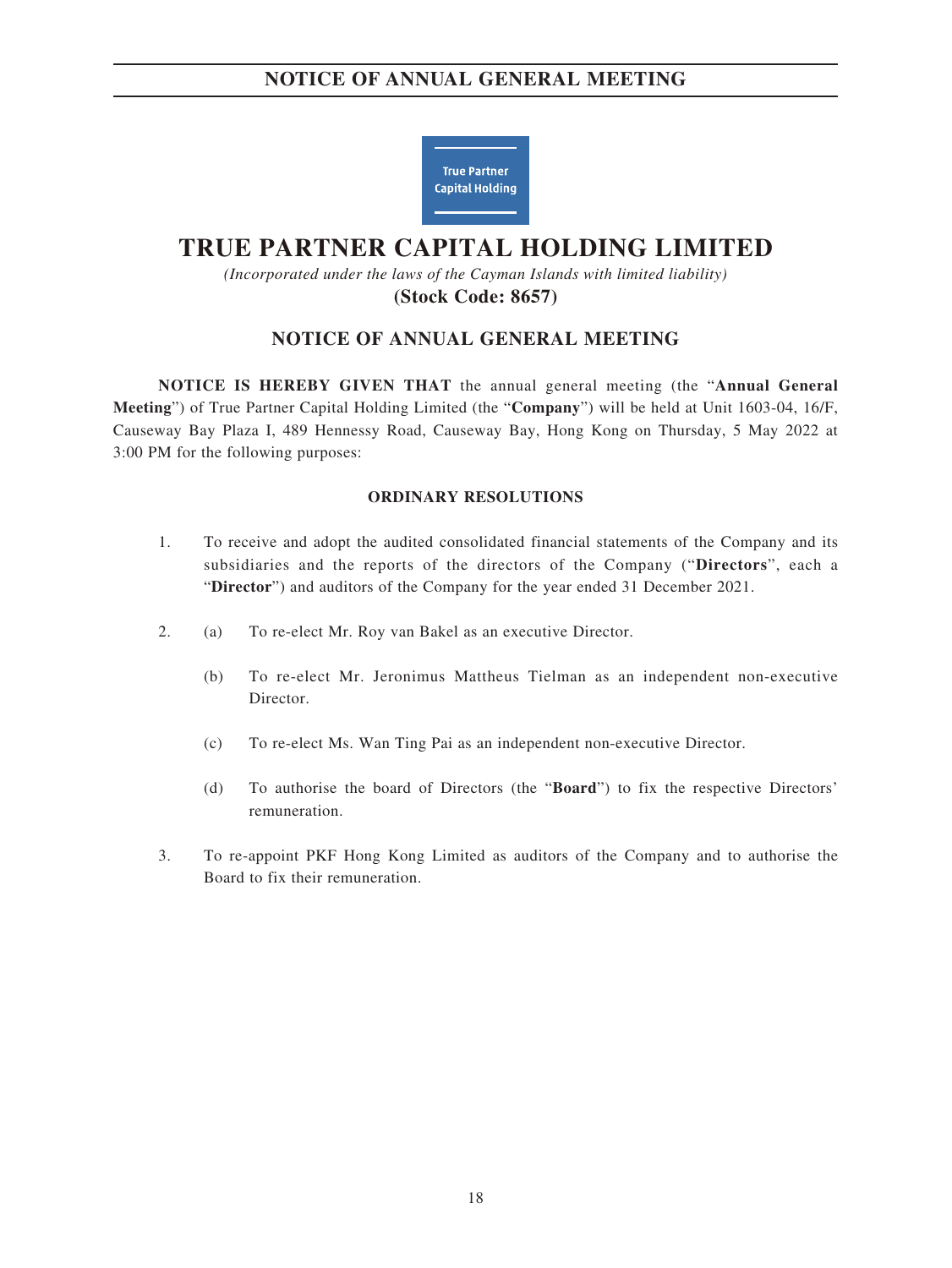# TRUE PARTNER CAPITAL HOLDING LIMITED

*(Incorporated under the laws of the Cayman Islands with limited liability)*

**(Stock Code: 8657)**

## NOTICE OF ANNUAL GENERAL MEETING

**NOTICE IS HEREBY GIVEN THAT** the annual general meeting (the "**Annual General Meeting**") of True Partner Capital Holding Limited (the "**Company**") will be held at Unit 1603-04, 16/F, Causeway Bay Plaza I, 489 Hennessy Road, Causeway Bay, Hong Kong on Thursday, 5 May 2022 at 3:00 PM for the following purposes:

### ORDINARY RESOLUTIONS

1. To receive and adopt the audited consolidated financial statements of the Company and its subsidiaries and the reports of the directors of the Company ("**Directors**", each a "**Director**") and auditors of the Company for the year ended 31 December 2021.

2. (a) To re-elect Mr. Roy van Bakel as an executive Director.

   (b) To re-elect Mr. Jeronimus Mattheus Tielman as an independent non-executive Director.

   (c) To re-elect Ms. Wan Ting Pai as an independent non-executive Director.

   (d) To authorise the board of Directors (the "**Board**") to fix the respective Directors' remuneration.

3. To re-appoint PKF Hong Kong Limited as auditors of the Company and to authorise the Board to fix their remuneration.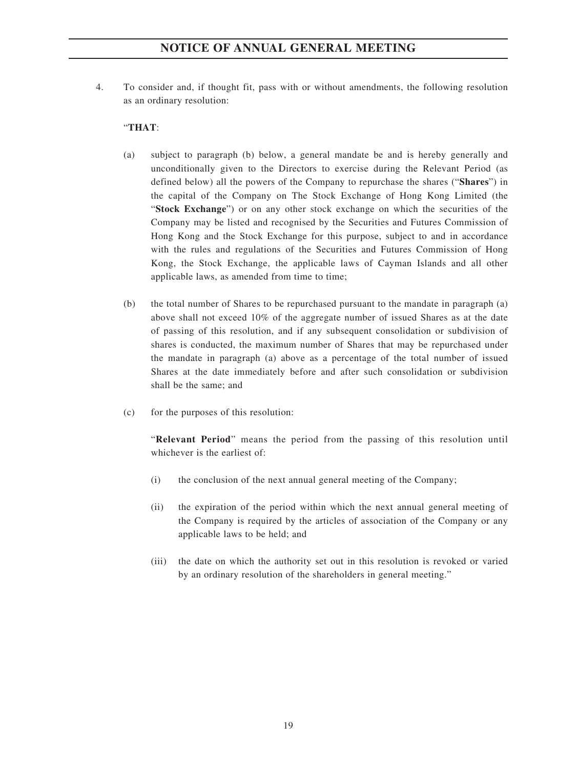4. To consider and, if thought fit, pass with or without amendments, the following resolution as an ordinary resolution:

"**THAT**:

(a) subject to paragraph (b) below, a general mandate be and is hereby generally and unconditionally given to the Directors to exercise during the Relevant Period (as defined below) all the powers of the Company to repurchase the shares ("**Shares**") in the capital of the Company on The Stock Exchange of Hong Kong Limited (the "**Stock Exchange**") or on any other stock exchange on which the securities of the Company may be listed and recognised by the Securities and Futures Commission of Hong Kong and the Stock Exchange for this purpose, subject to and in accordance with the rules and regulations of the Securities and Futures Commission of Hong Kong, the Stock Exchange, the applicable laws of Cayman Islands and all other applicable laws, as amended from time to time;

(b) the total number of Shares to be repurchased pursuant to the mandate in paragraph (a) above shall not exceed 10% of the aggregate number of issued Shares as at the date of passing of this resolution, and if any subsequent consolidation or subdivision of shares is conducted, the maximum number of Shares that may be repurchased under the mandate in paragraph (a) above as a percentage of the total number of issued Shares at the date immediately before and after such consolidation or subdivision shall be the same; and

(c) for the purposes of this resolution:

"**Relevant Period**" means the period from the passing of this resolution until whichever is the earliest of:

(i) the conclusion of the next annual general meeting of the Company;

(ii) the expiration of the period within which the next annual general meeting of the Company is required by the articles of association of the Company or any applicable laws to be held; and

(iii) the date on which the authority set out in this resolution is revoked or varied by an ordinary resolution of the shareholders in general meeting."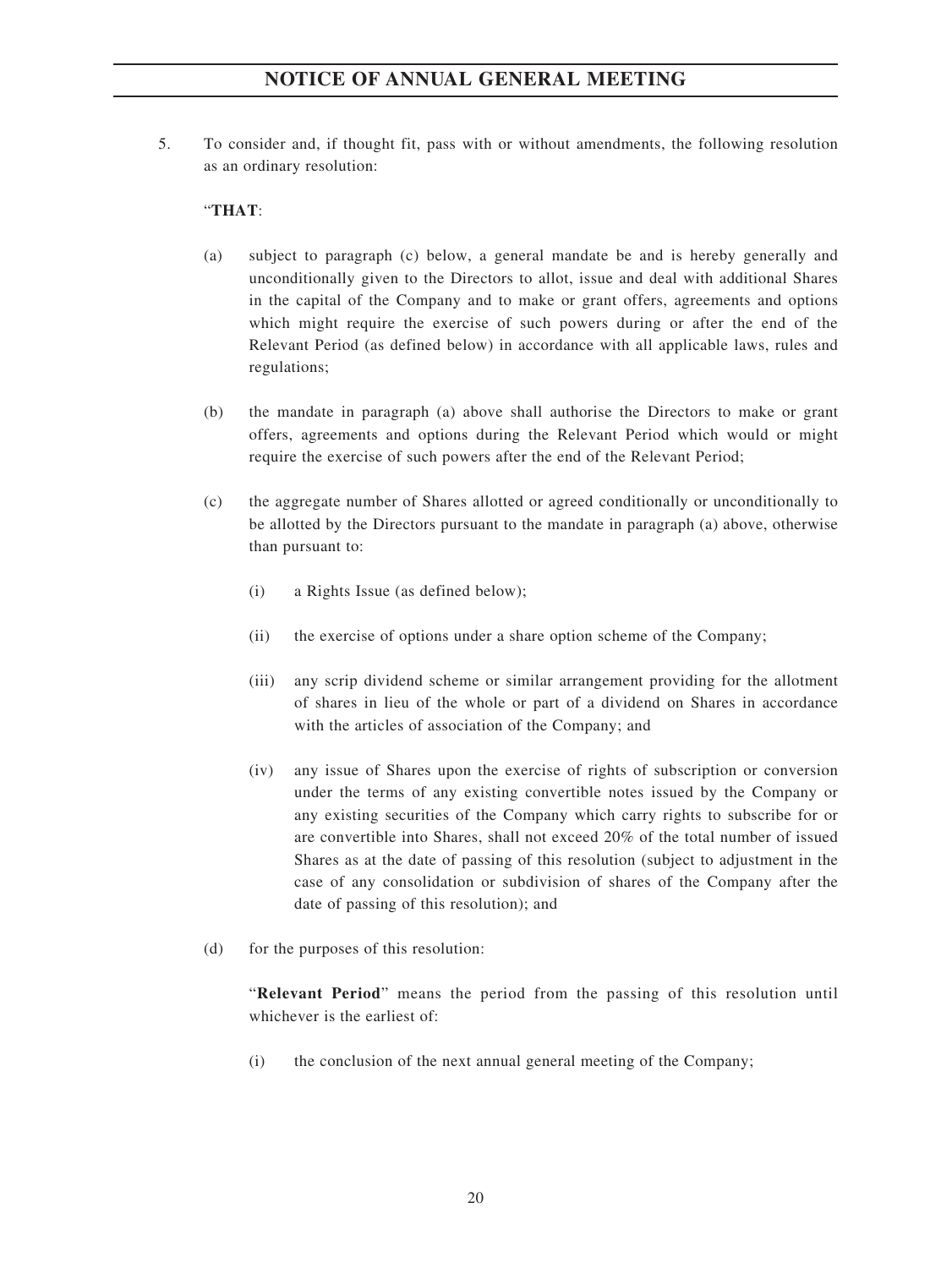5. To consider and, if thought fit, pass with or without amendments, the following resolution as an ordinary resolution:

"**THAT**:

(a) subject to paragraph (c) below, a general mandate be and is hereby generally and unconditionally given to the Directors to allot, issue and deal with additional Shares in the capital of the Company and to make or grant offers, agreements and options which might require the exercise of such powers during or after the end of the Relevant Period (as defined below) in accordance with all applicable laws, rules and regulations;

(b) the mandate in paragraph (a) above shall authorise the Directors to make or grant offers, agreements and options during the Relevant Period which would or might require the exercise of such powers after the end of the Relevant Period;

(c) the aggregate number of Shares allotted or agreed conditionally or unconditionally to be allotted by the Directors pursuant to the mandate in paragraph (a) above, otherwise than pursuant to:

(i) a Rights Issue (as defined below);

(ii) the exercise of options under a share option scheme of the Company;

(iii) any scrip dividend scheme or similar arrangement providing for the allotment of shares in lieu of the whole or part of a dividend on Shares in accordance with the articles of association of the Company; and

(iv) any issue of Shares upon the exercise of rights of subscription or conversion under the terms of any existing convertible notes issued by the Company or any existing securities of the Company which carry rights to subscribe for or are convertible into Shares, shall not exceed 20% of the total number of issued Shares as at the date of passing of this resolution (subject to adjustment in the case of any consolidation or subdivision of shares of the Company after the date of passing of this resolution); and

(d) for the purposes of this resolution:

"**Relevant Period**" means the period from the passing of this resolution until whichever is the earliest of:

(i) the conclusion of the next annual general meeting of the Company;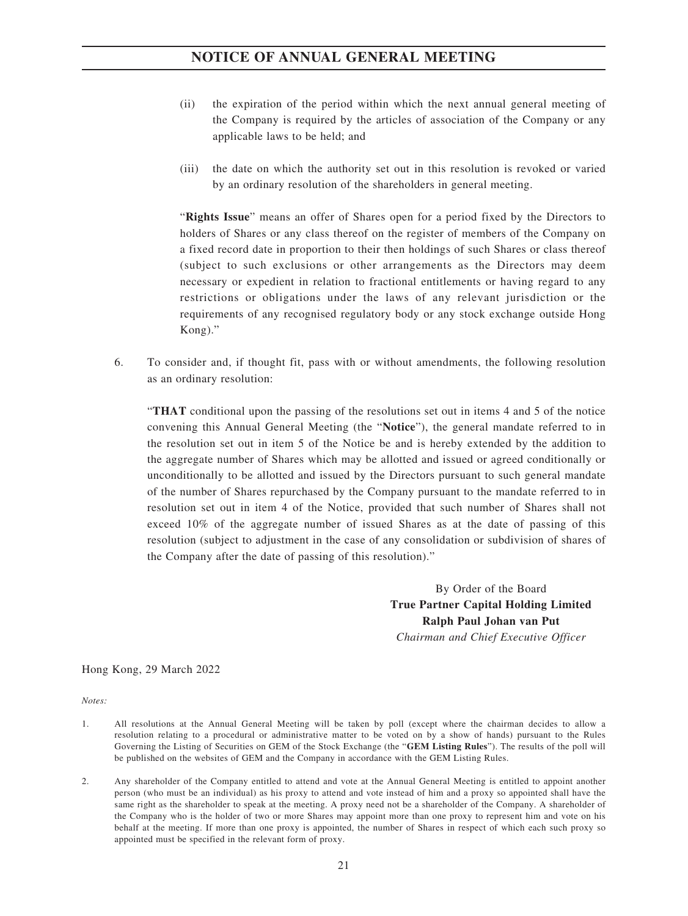(ii) the expiration of the period within which the next annual general meeting of the Company is required by the articles of association of the Company or any applicable laws to be held; and

(iii) the date on which the authority set out in this resolution is revoked or varied by an ordinary resolution of the shareholders in general meeting.

"**Rights Issue**" means an offer of Shares open for a period fixed by the Directors to holders of Shares or any class thereof on the register of members of the Company on a fixed record date in proportion to their then holdings of such Shares or class thereof (subject to such exclusions or other arrangements as the Directors may deem necessary or expedient in relation to fractional entitlements or having regard to any restrictions or obligations under the laws of any relevant jurisdiction or the requirements of any recognised regulatory body or any stock exchange outside Hong Kong)."

6. To consider and, if thought fit, pass with or without amendments, the following resolution as an ordinary resolution:

"**THAT** conditional upon the passing of the resolutions set out in items 4 and 5 of the notice convening this Annual General Meeting (the "**Notice**"), the general mandate referred to in the resolution set out in item 5 of the Notice be and is hereby extended by the addition to the aggregate number of Shares which may be allotted and issued or agreed conditionally or unconditionally to be allotted and issued by the Directors pursuant to such general mandate of the number of Shares repurchased by the Company pursuant to the mandate referred to in resolution set out in item 4 of the Notice, provided that such number of Shares shall not exceed 10% of the aggregate number of issued Shares as at the date of passing of this resolution (subject to adjustment in the case of any consolidation or subdivision of shares of the Company after the date of passing of this resolution)."

By Order of the Board
**True Partner Capital Holding Limited**
**Ralph Paul Johan van Put**
*Chairman and Chief Executive Officer*

Hong Kong, 29 March 2022

*Notes:*

1. All resolutions at the Annual General Meeting will be taken by poll (except where the chairman decides to allow a resolution relating to a procedural or administrative matter to be voted on by a show of hands) pursuant to the Rules Governing the Listing of Securities on GEM of the Stock Exchange (the "**GEM Listing Rules**"). The results of the poll will be published on the websites of GEM and the Company in accordance with the GEM Listing Rules.

2. Any shareholder of the Company entitled to attend and vote at the Annual General Meeting is entitled to appoint another person (who must be an individual) as his proxy to attend and vote instead of him and a proxy so appointed shall have the same right as the shareholder to speak at the meeting. A proxy need not be a shareholder of the Company. A shareholder of the Company who is the holder of two or more Shares may appoint more than one proxy to represent him and vote on his behalf at the meeting. If more than one proxy is appointed, the number of Shares in respect of which each such proxy so appointed must be specified in the relevant form of proxy.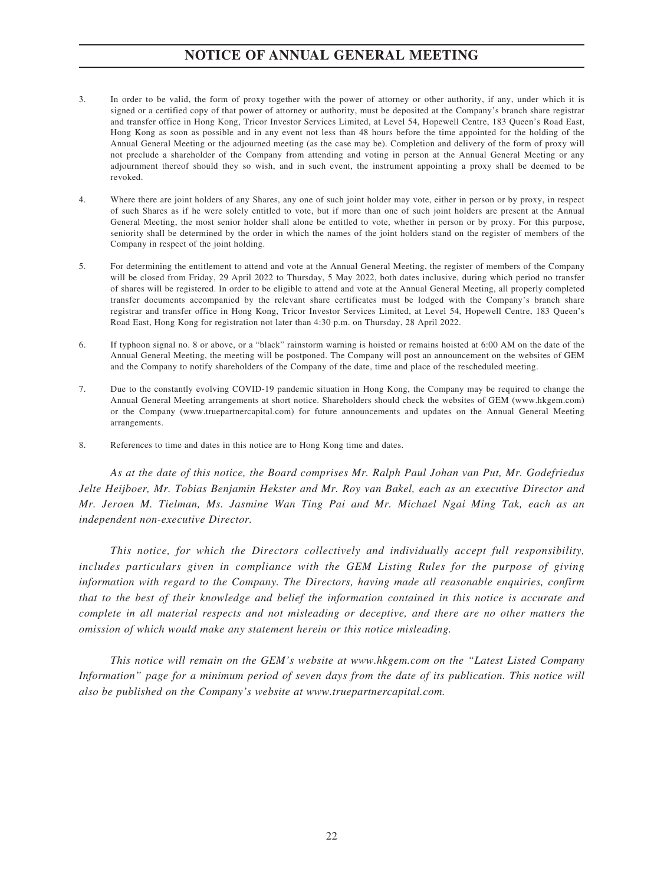# NOTICE OF ANNUAL GENERAL MEETING

3. In order to be valid, the form of proxy together with the power of attorney or other authority, if any, under which it is signed or a certified copy of that power of attorney or authority, must be deposited at the Company's branch share registrar and transfer office in Hong Kong, Tricor Investor Services Limited, at Level 54, Hopewell Centre, 183 Queen's Road East, Hong Kong as soon as possible and in any event not less than 48 hours before the time appointed for the holding of the Annual General Meeting or the adjourned meeting (as the case may be). Completion and delivery of the form of proxy will not preclude a shareholder of the Company from attending and voting in person at the Annual General Meeting or any adjournment thereof should they so wish, and in such event, the instrument appointing a proxy shall be deemed to be revoked.

4. Where there are joint holders of any Shares, any one of such joint holder may vote, either in person or by proxy, in respect of such Shares as if he were solely entitled to vote, but if more than one of such joint holders are present at the Annual General Meeting, the most senior holder shall alone be entitled to vote, whether in person or by proxy. For this purpose, seniority shall be determined by the order in which the names of the joint holders stand on the register of members of the Company in respect of the joint holding.

5. For determining the entitlement to attend and vote at the Annual General Meeting, the register of members of the Company will be closed from Friday, 29 April 2022 to Thursday, 5 May 2022, both dates inclusive, during which period no transfer of shares will be registered. In order to be eligible to attend and vote at the Annual General Meeting, all properly completed transfer documents accompanied by the relevant share certificates must be lodged with the Company's branch share registrar and transfer office in Hong Kong, Tricor Investor Services Limited, at Level 54, Hopewell Centre, 183 Queen's Road East, Hong Kong for registration not later than 4:30 p.m. on Thursday, 28 April 2022.

6. If typhoon signal no. 8 or above, or a "black" rainstorm warning is hoisted or remains hoisted at 6:00 AM on the date of the Annual General Meeting, the meeting will be postponed. The Company will post an announcement on the websites of GEM and the Company to notify shareholders of the Company of the date, time and place of the rescheduled meeting.

7. Due to the constantly evolving COVID-19 pandemic situation in Hong Kong, the Company may be required to change the Annual General Meeting arrangements at short notice. Shareholders should check the websites of GEM (www.hkgem.com) or the Company (www.truepartnercapital.com) for future announcements and updates on the Annual General Meeting arrangements.

8. References to time and dates in this notice are to Hong Kong time and dates.

*As at the date of this notice, the Board comprises Mr. Ralph Paul Johan van Put, Mr. Godefriedus Jelte Heijboer, Mr. Tobias Benjamin Hekster and Mr. Roy van Bakel, each as an executive Director and Mr. Jeroen M. Tielman, Ms. Jasmine Wan Ting Pai and Mr. Michael Ngai Ming Tak, each as an independent non-executive Director.*

*This notice, for which the Directors collectively and individually accept full responsibility, includes particulars given in compliance with the GEM Listing Rules for the purpose of giving information with regard to the Company. The Directors, having made all reasonable enquiries, confirm that to the best of their knowledge and belief the information contained in this notice is accurate and complete in all material respects and not misleading or deceptive, and there are no other matters the omission of which would make any statement herein or this notice misleading.*

*This notice will remain on the GEM's website at www.hkgem.com on the "Latest Listed Company Information" page for a minimum period of seven days from the date of its publication. This notice will also be published on the Company's website at www.truepartnercapital.com.*